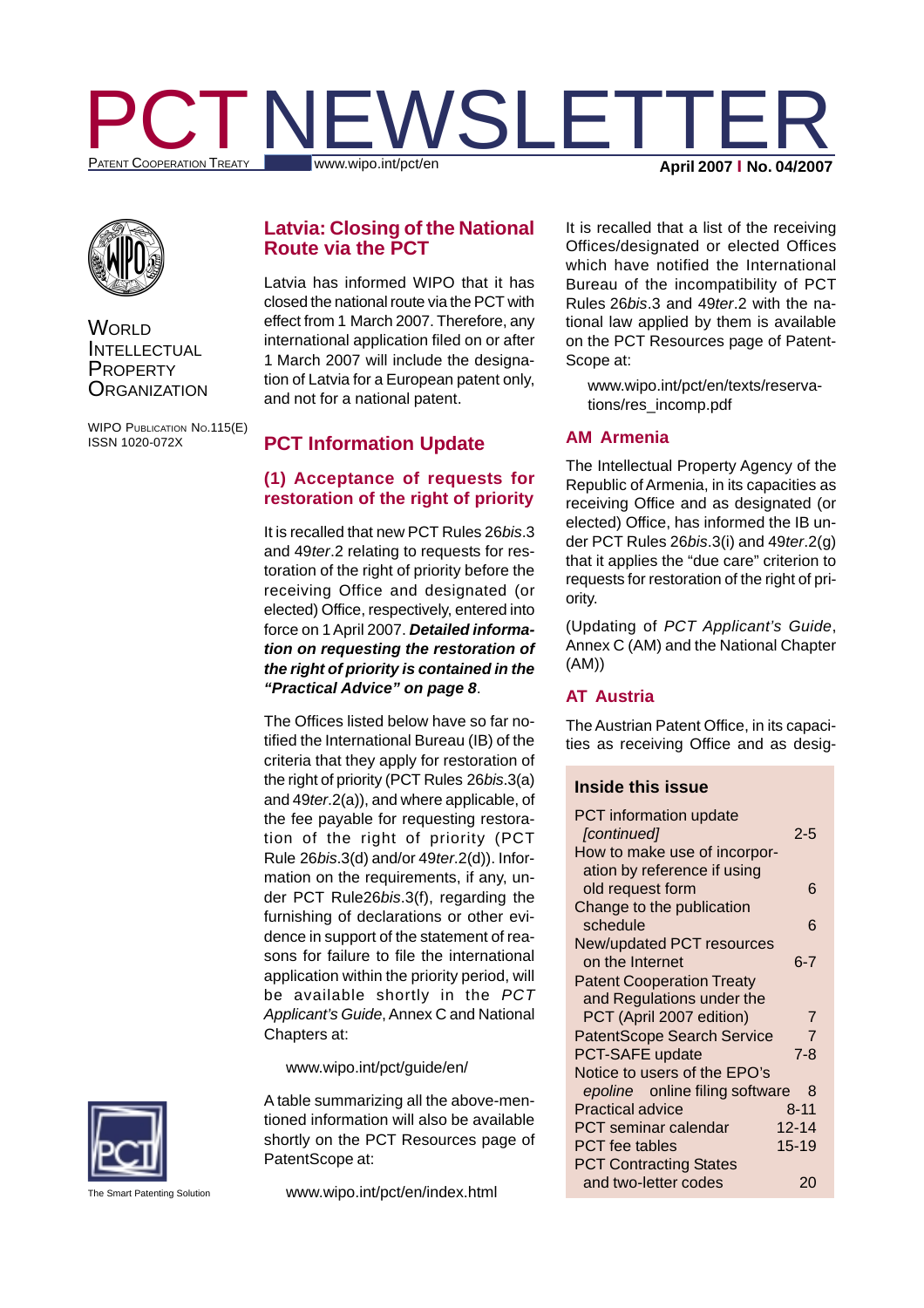# PCT NEWSLETTER

PATENT COOPERATION TREATY

www.wipo.int/pct/en

**April 2007 | No. 04/2007**

WORLD INTELLECTUAL PROPERTY ORGANIZATION

WIPO PUBLICATION NO.115(E)
ISSN 1020-072X

## Latvia: Closing of the National Route via the PCT

Latvia has informed WIPO that it has closed the national route via the PCT with effect from 1 March 2007. Therefore, any international application filed on or after 1 March 2007 will include the designation of Latvia for a European patent only, and not for a national patent.

## PCT Information Update

### (1) Acceptance of requests for restoration of the right of priority

It is recalled that new PCT Rules 26*bis*.3 and 49*ter*.2 relating to requests for restoration of the right of priority before the receiving Office and designated (or elected) Office, respectively, entered into force on 1 April 2007. ***Detailed information on requesting the restoration of the right of priority is contained in the "Practical Advice" on page 8***.

The Offices listed below have so far notified the International Bureau (IB) of the criteria that they apply for restoration of the right of priority (PCT Rules 26*bis*.3(a) and 49*ter*.2(a)), and where applicable, of the fee payable for requesting restoration of the right of priority (PCT Rule 26*bis*.3(d) and/or 49*ter*.2(d)). Information on the requirements, if any, under PCT Rule26*bis*.3(f), regarding the furnishing of declarations or other evidence in support of the statement of reasons for failure to file the international application within the priority period, will be available shortly in the *PCT Applicant's Guide*, Annex C and National Chapters at:

www.wipo.int/pct/guide/en/

A table summarizing all the above-mentioned information will also be available shortly on the PCT Resources page of PatentScope at:

www.wipo.int/pct/en/index.html

It is recalled that a list of the receiving Offices/designated or elected Offices which have notified the International Bureau of the incompatibility of PCT Rules 26*bis*.3 and 49*ter*.2 with the national law applied by them is available on the PCT Resources page of PatentScope at:

www.wipo.int/pct/en/texts/reservations/res_incomp.pdf

### AM Armenia

The Intellectual Property Agency of the Republic of Armenia, in its capacities as receiving Office and as designated (or elected) Office, has informed the IB under PCT Rules 26*bis*.3(i) and 49*ter*.2(g) that it applies the "due care" criterion to requests for restoration of the right of priority.

(Updating of *PCT Applicant's Guide*, Annex C (AM) and the National Chapter (AM))

### AT Austria

The Austrian Patent Office, in its capacities as receiving Office and as desig-

**Inside this issue**

| | |
|---|---|
| PCT information update *[continued]* | 2-5 |
| How to make use of incorporation by reference if using old request form | 6 |
| Change to the publication schedule | 6 |
| New/updated PCT resources on the Internet | 6-7 |
| Patent Cooperation Treaty and Regulations under the PCT (April 2007 edition) | 7 |
| PatentScope Search Service | 7 |
| PCT-SAFE update | 7-8 |
| Notice to users of the EPO's *epoline* online filing software | 8 |
| Practical advice | 8-11 |
| PCT seminar calendar | 12-14 |
| PCT fee tables | 15-19 |
| PCT Contracting States and two-letter codes | 20 |

The Smart Patenting Solution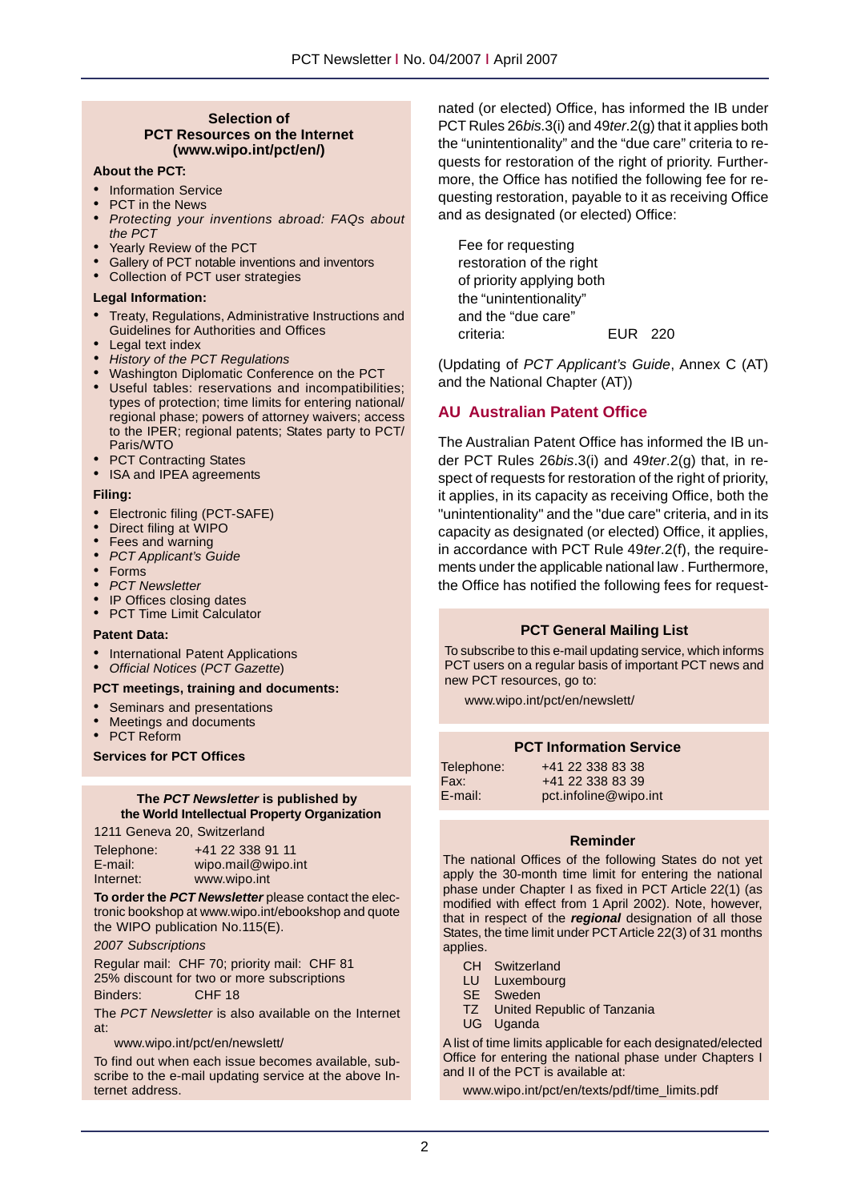### Selection of PCT Resources on the Internet (www.wipo.int/pct/en/)

**About the PCT:**

- Information Service
- PCT in the News
- *Protecting your inventions abroad: FAQs about the PCT*
- Yearly Review of the PCT
- Gallery of PCT notable inventions and inventors
- Collection of PCT user strategies

**Legal Information:**

- Treaty, Regulations, Administrative Instructions and Guidelines for Authorities and Offices
- Legal text index
- *History of the PCT Regulations*
- Washington Diplomatic Conference on the PCT
- Useful tables: reservations and incompatibilities; types of protection; time limits for entering national/regional phase; powers of attorney waivers; access to the IPER; regional patents; States party to PCT/Paris/WTO
- PCT Contracting States
- ISA and IPEA agreements

**Filing:**

- Electronic filing (PCT-SAFE)
- Direct filing at WIPO
- Fees and warning
- *PCT Applicant's Guide*
- Forms
- *PCT Newsletter*
- IP Offices closing dates
- PCT Time Limit Calculator

**Patent Data:**

- International Patent Applications
- *Official Notices* (*PCT Gazette*)

**PCT meetings, training and documents:**

- Seminars and presentations
- Meetings and documents
- PCT Reform

**Services for PCT Offices**

---

**The *PCT Newsletter* is published by the World Intellectual Property Organization**

1211 Geneva 20, Switzerland

| | |
|---|---|
| Telephone: | +41 22 338 91 11 |
| E-mail: | wipo.mail@wipo.int |
| Internet: | www.wipo.int |

**To order the *PCT Newsletter*** please contact the electronic bookshop at www.wipo.int/ebookshop and quote the WIPO publication No.115(E).

*2007 Subscriptions*

Regular mail: CHF 70; priority mail: CHF 81
25% discount for two or more subscriptions
Binders: CHF 18

The *PCT Newsletter* is also available on the Internet at:

www.wipo.int/pct/en/newslett/

To find out when each issue becomes available, subscribe to the e-mail updating service at the above Internet address.

---

nated (or elected) Office, has informed the IB under PCT Rules 26*bis*.3(i) and 49*ter*.2(g) that it applies both the "unintentionality" and the "due care" criteria to requests for restoration of the right of priority. Furthermore, the Office has notified the following fee for requesting restoration, payable to it as receiving Office and as designated (or elected) Office:

| | |
|---|---|
| Fee for requesting restoration of the right of priority applying both the "unintentionality" and the "due care" criteria: | EUR 220 |

(Updating of *PCT Applicant's Guide*, Annex C (AT) and the National Chapter (AT))

## AU Australian Patent Office

The Australian Patent Office has informed the IB under PCT Rules 26*bis*.3(i) and 49*ter*.2(g) that, in respect of requests for restoration of the right of priority, it applies, in its capacity as receiving Office, both the "unintentionality" and the "due care" criteria, and in its capacity as designated (or elected) Office, it applies, in accordance with PCT Rule 49*ter*.2(f), the requirements under the applicable national law . Furthermore, the Office has notified the following fees for request-

---

**PCT General Mailing List**

To subscribe to this e-mail updating service, which informs PCT users on a regular basis of important PCT news and new PCT resources, go to:

www.wipo.int/pct/en/newslett/

---

**PCT Information Service**

| | |
|---|---|
| Telephone: | +41 22 338 83 38 |
| Fax: | +41 22 338 83 39 |
| E-mail: | pct.infoline@wipo.int |

---

**Reminder**

The national Offices of the following States do not yet apply the 30-month time limit for entering the national phase under Chapter I as fixed in PCT Article 22(1) (as modified with effect from 1 April 2002). Note, however, that in respect of the ***regional*** designation of all those States, the time limit under PCT Article 22(3) of 31 months applies.

| | |
|---|---|
| CH | Switzerland |
| LU | Luxembourg |
| SE | Sweden |
| TZ | United Republic of Tanzania |
| UG | Uganda |

A list of time limits applicable for each designated/elected Office for entering the national phase under Chapters I and II of the PCT is available at:

www.wipo.int/pct/en/texts/pdf/time_limits.pdf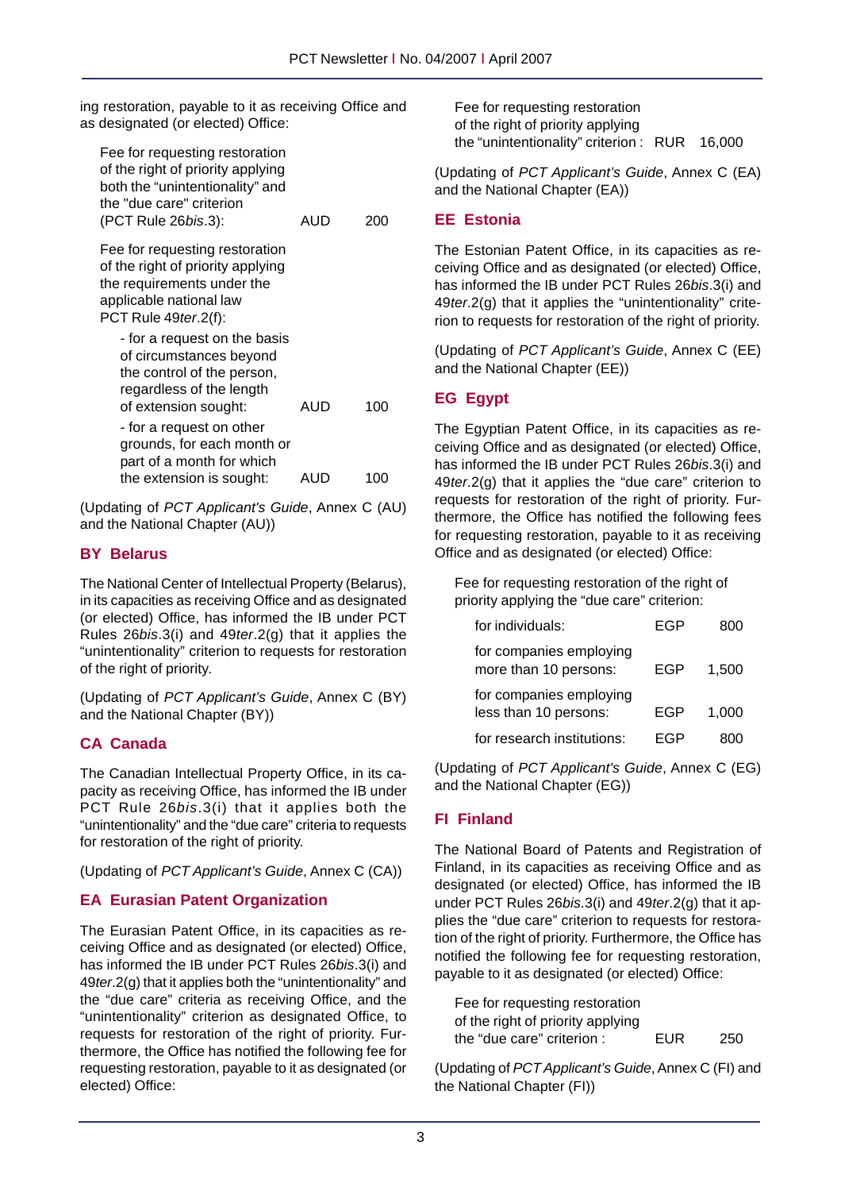ing restoration, payable to it as receiving Office and as designated (or elected) Office:

| | | |
|---|---|---|
| Fee for requesting restoration of the right of priority applying both the "unintentionality" and the "due care" criterion (PCT Rule 26*bis*.3): | AUD | 200 |
| Fee for requesting restoration of the right of priority applying the requirements under the applicable national law PCT Rule 49*ter*.2(f): | | |
| - for a request on the basis of circumstances beyond the control of the person, regardless of the length of extension sought: | AUD | 100 |
| - for a request on other grounds, for each month or part of a month for which the extension is sought: | AUD | 100 |

(Updating of *PCT Applicant's Guide*, Annex C (AU) and the National Chapter (AU))

## BY Belarus

The National Center of Intellectual Property (Belarus), in its capacities as receiving Office and as designated (or elected) Office, has informed the IB under PCT Rules 26*bis*.3(i) and 49*ter*.2(g) that it applies the "unintentionality" criterion to requests for restoration of the right of priority.

(Updating of *PCT Applicant's Guide*, Annex C (BY) and the National Chapter (BY))

## CA Canada

The Canadian Intellectual Property Office, in its capacity as receiving Office, has informed the IB under PCT Rule 26*bis*.3(i) that it applies both the "unintentionality" and the "due care" criteria to requests for restoration of the right of priority.

(Updating of *PCT Applicant's Guide*, Annex C (CA))

## EA Eurasian Patent Organization

The Eurasian Patent Office, in its capacities as receiving Office and as designated (or elected) Office, has informed the IB under PCT Rules 26*bis*.3(i) and 49*ter*.2(g) that it applies both the "unintentionality" and the "due care" criteria as receiving Office, and the "unintentionality" criterion as designated Office, to requests for restoration of the right of priority. Furthermore, the Office has notified the following fee for requesting restoration, payable to it as designated (or elected) Office:

| | | |
|---|---|---|
| Fee for requesting restoration of the right of priority applying the "unintentionality" criterion : | RUR | 16,000 |

(Updating of *PCT Applicant's Guide*, Annex C (EA) and the National Chapter (EA))

## EE Estonia

The Estonian Patent Office, in its capacities as receiving Office and as designated (or elected) Office, has informed the IB under PCT Rules 26*bis*.3(i) and 49*ter*.2(g) that it applies the "unintentionality" criterion to requests for restoration of the right of priority.

(Updating of *PCT Applicant's Guide*, Annex C (EE) and the National Chapter (EE))

## EG Egypt

The Egyptian Patent Office, in its capacities as receiving Office and as designated (or elected) Office, has informed the IB under PCT Rules 26*bis*.3(i) and 49*ter*.2(g) that it applies the "due care" criterion to requests for restoration of the right of priority. Furthermore, the Office has notified the following fees for requesting restoration, payable to it as receiving Office and as designated (or elected) Office:

Fee for requesting restoration of the right of priority applying the "due care" criterion:

| | | |
|---|---|---|
| for individuals: | EGP | 800 |
| for companies employing more than 10 persons: | EGP | 1,500 |
| for companies employing less than 10 persons: | EGP | 1,000 |
| for research institutions: | EGP | 800 |

(Updating of *PCT Applicant's Guide*, Annex C (EG) and the National Chapter (EG))

## FI Finland

The National Board of Patents and Registration of Finland, in its capacities as receiving Office and as designated (or elected) Office, has informed the IB under PCT Rules 26*bis*.3(i) and 49*ter*.2(g) that it applies the "due care" criterion to requests for restoration of the right of priority. Furthermore, the Office has notified the following fee for requesting restoration, payable to it as designated (or elected) Office:

| | | |
|---|---|---|
| Fee for requesting restoration of the right of priority applying the "due care" criterion : | EUR | 250 |

(Updating of *PCT Applicant's Guide*, Annex C (FI) and the National Chapter (FI))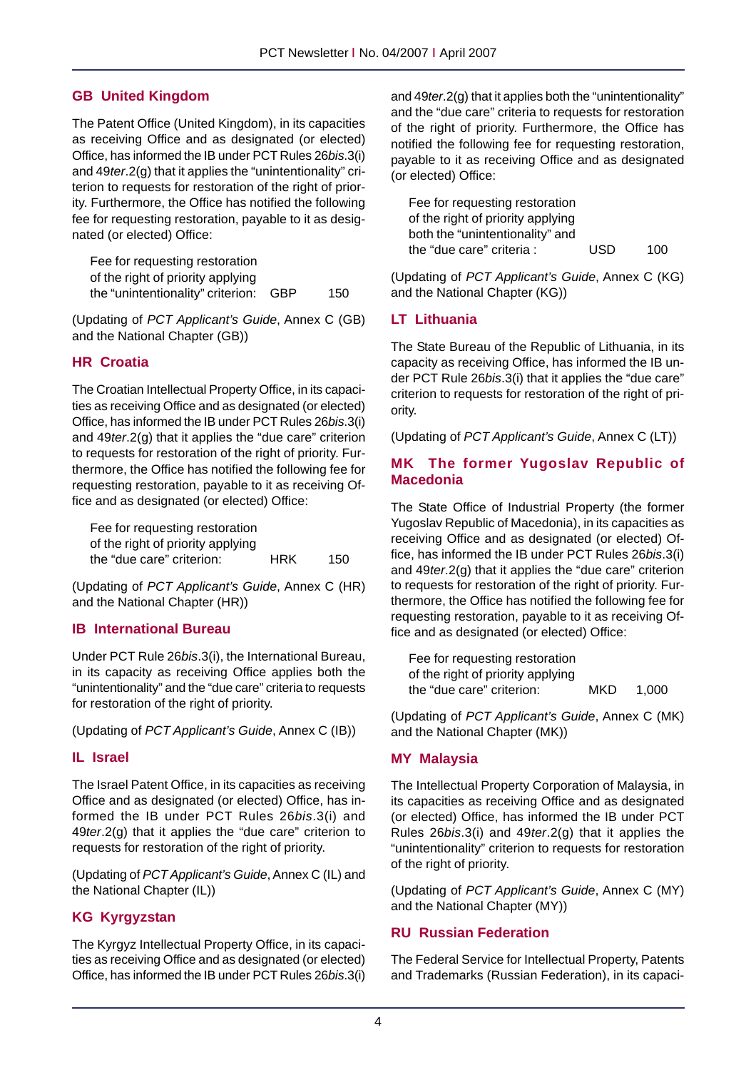## GB United Kingdom

The Patent Office (United Kingdom), in its capacities as receiving Office and as designated (or elected) Office, has informed the IB under PCT Rules 26*bis*.3(i) and 49*ter*.2(g) that it applies the "unintentionality" criterion to requests for restoration of the right of priority. Furthermore, the Office has notified the following fee for requesting restoration, payable to it as designated (or elected) Office:

| | | |
|---|---|---|
| Fee for requesting restoration of the right of priority applying the "unintentionality" criterion: | GBP | 150 |

(Updating of *PCT Applicant's Guide*, Annex C (GB) and the National Chapter (GB))

## HR Croatia

The Croatian Intellectual Property Office, in its capacities as receiving Office and as designated (or elected) Office, has informed the IB under PCT Rules 26*bis*.3(i) and 49*ter*.2(g) that it applies the "due care" criterion to requests for restoration of the right of priority. Furthermore, the Office has notified the following fee for requesting restoration, payable to it as receiving Office and as designated (or elected) Office:

| | | |
|---|---|---|
| Fee for requesting restoration of the right of priority applying the "due care" criterion: | HRK | 150 |

(Updating of *PCT Applicant's Guide*, Annex C (HR) and the National Chapter (HR))

## IB International Bureau

Under PCT Rule 26*bis*.3(i), the International Bureau, in its capacity as receiving Office applies both the "unintentionality" and the "due care" criteria to requests for restoration of the right of priority.

(Updating of *PCT Applicant's Guide*, Annex C (IB))

## IL Israel

The Israel Patent Office, in its capacities as receiving Office and as designated (or elected) Office, has informed the IB under PCT Rules 26*bis*.3(i) and 49*ter*.2(g) that it applies the "due care" criterion to requests for restoration of the right of priority.

(Updating of *PCT Applicant's Guide*, Annex C (IL) and the National Chapter (IL))

## KG Kyrgyzstan

The Kyrgyz Intellectual Property Office, in its capacities as receiving Office and as designated (or elected) Office, has informed the IB under PCT Rules 26*bis*.3(i) and 49*ter*.2(g) that it applies both the "unintentionality" and the "due care" criteria to requests for restoration of the right of priority. Furthermore, the Office has notified the following fee for requesting restoration, payable to it as receiving Office and as designated (or elected) Office:

| | | |
|---|---|---|
| Fee for requesting restoration of the right of priority applying both the "unintentionality" and the "due care" criteria : | USD | 100 |

(Updating of *PCT Applicant's Guide*, Annex C (KG) and the National Chapter (KG))

## LT Lithuania

The State Bureau of the Republic of Lithuania, in its capacity as receiving Office, has informed the IB under PCT Rule 26*bis*.3(i) that it applies the "due care" criterion to requests for restoration of the right of priority.

(Updating of *PCT Applicant's Guide*, Annex C (LT))

## MK The former Yugoslav Republic of Macedonia

The State Office of Industrial Property (the former Yugoslav Republic of Macedonia), in its capacities as receiving Office and as designated (or elected) Office, has informed the IB under PCT Rules 26*bis*.3(i) and 49*ter*.2(g) that it applies the "due care" criterion to requests for restoration of the right of priority. Furthermore, the Office has notified the following fee for requesting restoration, payable to it as receiving Office and as designated (or elected) Office:

| | | |
|---|---|---|
| Fee for requesting restoration of the right of priority applying the "due care" criterion: | MKD | 1,000 |

(Updating of *PCT Applicant's Guide*, Annex C (MK) and the National Chapter (MK))

## MY Malaysia

The Intellectual Property Corporation of Malaysia, in its capacities as receiving Office and as designated (or elected) Office, has informed the IB under PCT Rules 26*bis*.3(i) and 49*ter*.2(g) that it applies the "unintentionality" criterion to requests for restoration of the right of priority.

(Updating of *PCT Applicant's Guide*, Annex C (MY) and the National Chapter (MY))

## RU Russian Federation

The Federal Service for Intellectual Property, Patents and Trademarks (Russian Federation), in its capaci-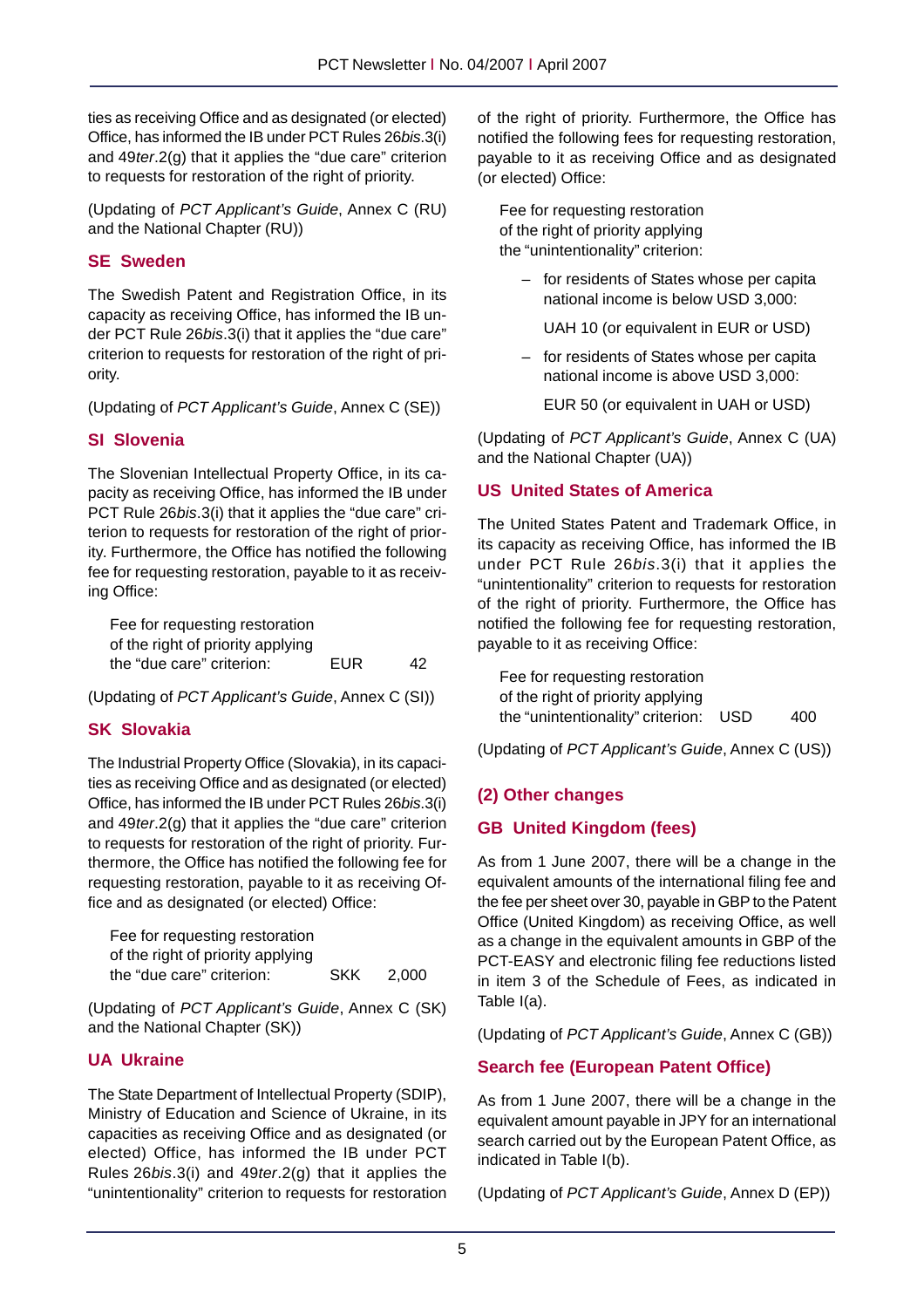ties as receiving Office and as designated (or elected) Office, has informed the IB under PCT Rules 26*bis*.3(i) and 49*ter*.2(g) that it applies the "due care" criterion to requests for restoration of the right of priority.

(Updating of *PCT Applicant's Guide*, Annex C (RU) and the National Chapter (RU))

### SE Sweden

The Swedish Patent and Registration Office, in its capacity as receiving Office, has informed the IB under PCT Rule 26*bis*.3(i) that it applies the "due care" criterion to requests for restoration of the right of priority.

(Updating of *PCT Applicant's Guide*, Annex C (SE))

### SI Slovenia

The Slovenian Intellectual Property Office, in its capacity as receiving Office, has informed the IB under PCT Rule 26*bis*.3(i) that it applies the "due care" criterion to requests for restoration of the right of priority. Furthermore, the Office has notified the following fee for requesting restoration, payable to it as receiving Office:

| | | |
|---|---|---|
| Fee for requesting restoration of the right of priority applying the "due care" criterion: | EUR | 42 |

(Updating of *PCT Applicant's Guide*, Annex C (SI))

### SK Slovakia

The Industrial Property Office (Slovakia), in its capacities as receiving Office and as designated (or elected) Office, has informed the IB under PCT Rules 26*bis*.3(i) and 49*ter*.2(g) that it applies the "due care" criterion to requests for restoration of the right of priority. Furthermore, the Office has notified the following fee for requesting restoration, payable to it as receiving Office and as designated (or elected) Office:

| | | |
|---|---|---|
| Fee for requesting restoration of the right of priority applying the "due care" criterion: | SKK | 2,000 |

(Updating of *PCT Applicant's Guide*, Annex C (SK) and the National Chapter (SK))

### UA Ukraine

The State Department of Intellectual Property (SDIP), Ministry of Education and Science of Ukraine, in its capacities as receiving Office and as designated (or elected) Office, has informed the IB under PCT Rules 26*bis*.3(i) and 49*ter*.2(g) that it applies the "unintentionality" criterion to requests for restoration of the right of priority. Furthermore, the Office has notified the following fees for requesting restoration, payable to it as receiving Office and as designated (or elected) Office:

Fee for requesting restoration of the right of priority applying the "unintentionality" criterion:

- for residents of States whose per capita national income is below USD 3,000:

  UAH 10 (or equivalent in EUR or USD)

- for residents of States whose per capita national income is above USD 3,000:

  EUR 50 (or equivalent in UAH or USD)

(Updating of *PCT Applicant's Guide*, Annex C (UA) and the National Chapter (UA))

### US United States of America

The United States Patent and Trademark Office, in its capacity as receiving Office, has informed the IB under PCT Rule 26*bis*.3(i) that it applies the "unintentionality" criterion to requests for restoration of the right of priority. Furthermore, the Office has notified the following fee for requesting restoration, payable to it as receiving Office:

| | | |
|---|---|---|
| Fee for requesting restoration of the right of priority applying the "unintentionality" criterion: | USD | 400 |

(Updating of *PCT Applicant's Guide*, Annex C (US))

## (2) Other changes

### GB United Kingdom (fees)

As from 1 June 2007, there will be a change in the equivalent amounts of the international filing fee and the fee per sheet over 30, payable in GBP to the Patent Office (United Kingdom) as receiving Office, as well as a change in the equivalent amounts in GBP of the PCT-EASY and electronic filing fee reductions listed in item 3 of the Schedule of Fees, as indicated in Table I(a).

(Updating of *PCT Applicant's Guide*, Annex C (GB))

### Search fee (European Patent Office)

As from 1 June 2007, there will be a change in the equivalent amount payable in JPY for an international search carried out by the European Patent Office, as indicated in Table I(b).

(Updating of *PCT Applicant's Guide*, Annex D (EP))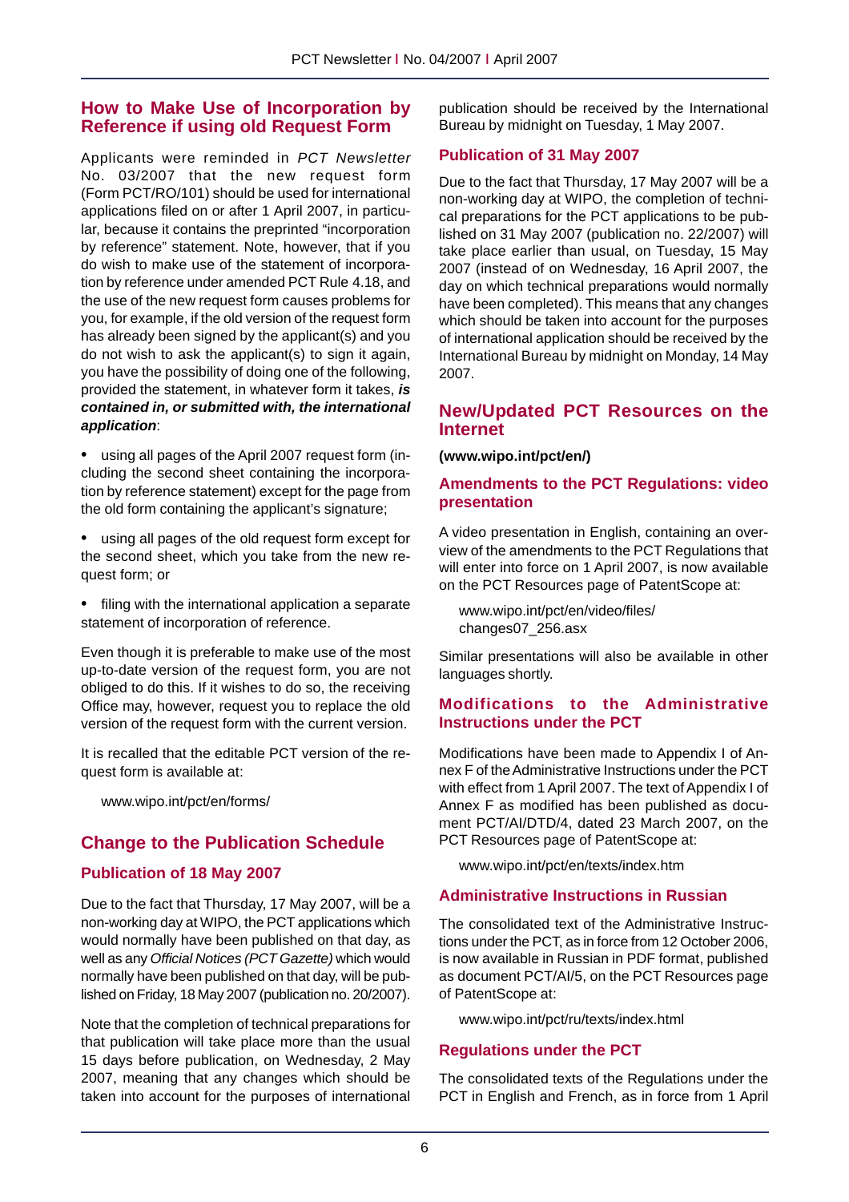## How to Make Use of Incorporation by Reference if using old Request Form

Applicants were reminded in *PCT Newsletter* No. 03/2007 that the new request form (Form PCT/RO/101) should be used for international applications filed on or after 1 April 2007, in particular, because it contains the preprinted "incorporation by reference" statement. Note, however, that if you do wish to make use of the statement of incorporation by reference under amended PCT Rule 4.18, and the use of the new request form causes problems for you, for example, if the old version of the request form has already been signed by the applicant(s) and you do not wish to ask the applicant(s) to sign it again, you have the possibility of doing one of the following, provided the statement, in whatever form it takes, ***is contained in, or submitted with, the international application***:

- using all pages of the April 2007 request form (including the second sheet containing the incorporation by reference statement) except for the page from the old form containing the applicant's signature;
- using all pages of the old request form except for the second sheet, which you take from the new request form; or
- filing with the international application a separate statement of incorporation of reference.

Even though it is preferable to make use of the most up-to-date version of the request form, you are not obliged to do this. If it wishes to do so, the receiving Office may, however, request you to replace the old version of the request form with the current version.

It is recalled that the editable PCT version of the request form is available at:

www.wipo.int/pct/en/forms/

## Change to the Publication Schedule

### Publication of 18 May 2007

Due to the fact that Thursday, 17 May 2007, will be a non-working day at WIPO, the PCT applications which would normally have been published on that day, as well as any *Official Notices (PCT Gazette)* which would normally have been published on that day, will be published on Friday, 18 May 2007 (publication no. 20/2007).

Note that the completion of technical preparations for that publication will take place more than the usual 15 days before publication, on Wednesday, 2 May 2007, meaning that any changes which should be taken into account for the purposes of international publication should be received by the International Bureau by midnight on Tuesday, 1 May 2007.

### Publication of 31 May 2007

Due to the fact that Thursday, 17 May 2007 will be a non-working day at WIPO, the completion of technical preparations for the PCT applications to be published on 31 May 2007 (publication no. 22/2007) will take place earlier than usual, on Tuesday, 15 May 2007 (instead of on Wednesday, 16 April 2007, the day on which technical preparations would normally have been completed). This means that any changes which should be taken into account for the purposes of international application should be received by the International Bureau by midnight on Monday, 14 May 2007.

## New/Updated PCT Resources on the Internet

**(www.wipo.int/pct/en/)**

### Amendments to the PCT Regulations: video presentation

A video presentation in English, containing an overview of the amendments to the PCT Regulations that will enter into force on 1 April 2007, is now available on the PCT Resources page of PatentScope at:

www.wipo.int/pct/en/video/files/changes07_256.asx

Similar presentations will also be available in other languages shortly.

### Modifications to the Administrative Instructions under the PCT

Modifications have been made to Appendix I of Annex F of the Administrative Instructions under the PCT with effect from 1 April 2007. The text of Appendix I of Annex F as modified has been published as document PCT/AI/DTD/4, dated 23 March 2007, on the PCT Resources page of PatentScope at:

www.wipo.int/pct/en/texts/index.htm

### Administrative Instructions in Russian

The consolidated text of the Administrative Instructions under the PCT, as in force from 12 October 2006, is now available in Russian in PDF format, published as document PCT/AI/5, on the PCT Resources page of PatentScope at:

www.wipo.int/pct/ru/texts/index.html

### Regulations under the PCT

The consolidated texts of the Regulations under the PCT in English and French, as in force from 1 April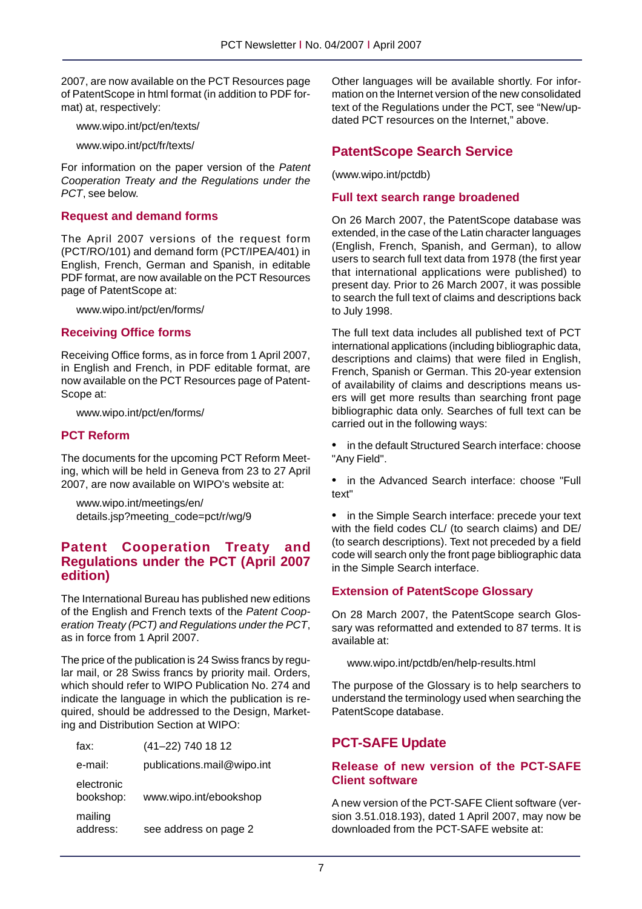2007, are now available on the PCT Resources page of PatentScope in html format (in addition to PDF format) at, respectively:

www.wipo.int/pct/en/texts/

www.wipo.int/pct/fr/texts/

For information on the paper version of the *Patent Cooperation Treaty and the Regulations under the PCT*, see below.

### Request and demand forms

The April 2007 versions of the request form (PCT/RO/101) and demand form (PCT/IPEA/401) in English, French, German and Spanish, in editable PDF format, are now available on the PCT Resources page of PatentScope at:

www.wipo.int/pct/en/forms/

### Receiving Office forms

Receiving Office forms, as in force from 1 April 2007, in English and French, in PDF editable format, are now available on the PCT Resources page of PatentScope at:

www.wipo.int/pct/en/forms/

### PCT Reform

The documents for the upcoming PCT Reform Meeting, which will be held in Geneva from 23 to 27 April 2007, are now available on WIPO's website at:

www.wipo.int/meetings/en/details.jsp?meeting_code=pct/r/wg/9

## Patent Cooperation Treaty and Regulations under the PCT (April 2007 edition)

The International Bureau has published new editions of the English and French texts of the *Patent Cooperation Treaty (PCT) and Regulations under the PCT*, as in force from 1 April 2007.

The price of the publication is 24 Swiss francs by regular mail, or 28 Swiss francs by priority mail. Orders, which should refer to WIPO Publication No. 274 and indicate the language in which the publication is required, should be addressed to the Design, Marketing and Distribution Section at WIPO:

| | |
|---|---|
| fax: | (41–22) 740 18 12 |
| e-mail: | publications.mail@wipo.int |
| electronic bookshop: | www.wipo.int/ebookshop |
| mailing address: | see address on page 2 |

Other languages will be available shortly. For information on the Internet version of the new consolidated text of the Regulations under the PCT, see "New/updated PCT resources on the Internet," above.

## PatentScope Search Service

(www.wipo.int/pctdb)

### Full text search range broadened

On 26 March 2007, the PatentScope database was extended, in the case of the Latin character languages (English, French, Spanish, and German), to allow users to search full text data from 1978 (the first year that international applications were published) to present day. Prior to 26 March 2007, it was possible to search the full text of claims and descriptions back to July 1998.

The full text data includes all published text of PCT international applications (including bibliographic data, descriptions and claims) that were filed in English, French, Spanish or German. This 20-year extension of availability of claims and descriptions means users will get more results than searching front page bibliographic data only. Searches of full text can be carried out in the following ways:

- in the default Structured Search interface: choose "Any Field".
- in the Advanced Search interface: choose "Full text"
- in the Simple Search interface: precede your text with the field codes CL/ (to search claims) and DE/ (to search descriptions). Text not preceded by a field code will search only the front page bibliographic data in the Simple Search interface.

### Extension of PatentScope Glossary

On 28 March 2007, the PatentScope search Glossary was reformatted and extended to 87 terms. It is available at:

www.wipo.int/pctdb/en/help-results.html

The purpose of the Glossary is to help searchers to understand the terminology used when searching the PatentScope database.

## PCT-SAFE Update

### Release of new version of the PCT-SAFE Client software

A new version of the PCT-SAFE Client software (version 3.51.018.193), dated 1 April 2007, may now be downloaded from the PCT-SAFE website at: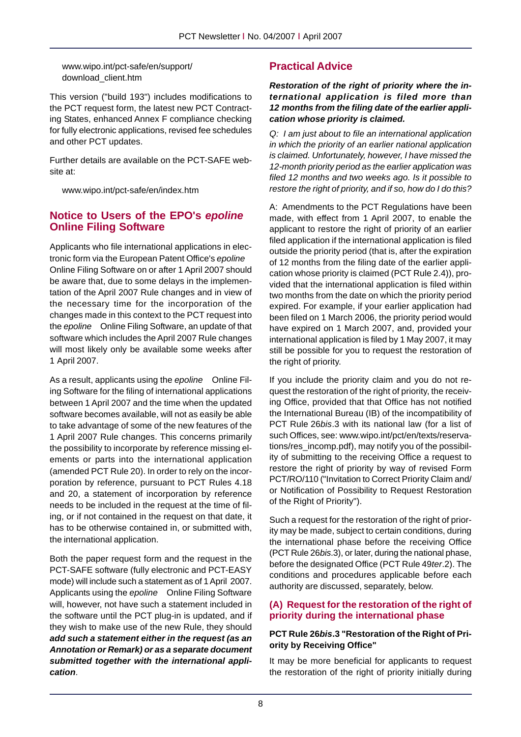www.wipo.int/pct-safe/en/support/download_client.htm

This version ("build 193") includes modifications to the PCT request form, the latest new PCT Contracting States, enhanced Annex F compliance checking for fully electronic applications, revised fee schedules and other PCT updates.

Further details are available on the PCT-SAFE website at:

www.wipo.int/pct-safe/en/index.htm

## Notice to Users of the EPO's *epoline* Online Filing Software

Applicants who file international applications in electronic form via the European Patent Office's *epoline* Online Filing Software on or after 1 April 2007 should be aware that, due to some delays in the implementation of the April 2007 Rule changes and in view of the necessary time for the incorporation of the changes made in this context to the PCT request into the *epoline* Online Filing Software, an update of that software which includes the April 2007 Rule changes will most likely only be available some weeks after 1 April 2007.

As a result, applicants using the *epoline* Online Filing Software for the filing of international applications between 1 April 2007 and the time when the updated software becomes available, will not as easily be able to take advantage of some of the new features of the 1 April 2007 Rule changes. This concerns primarily the possibility to incorporate by reference missing elements or parts into the international application (amended PCT Rule 20). In order to rely on the incorporation by reference, pursuant to PCT Rules 4.18 and 20, a statement of incorporation by reference needs to be included in the request at the time of filing, or if not contained in the request on that date, it has to be otherwise contained in, or submitted with, the international application.

Both the paper request form and the request in the PCT-SAFE software (fully electronic and PCT-EASY mode) will include such a statement as of 1 April 2007. Applicants using the *epoline* Online Filing Software will, however, not have such a statement included in the software until the PCT plug-in is updated, and if they wish to make use of the new Rule, they should ***add such a statement either in the request (as an Annotation or Remark) or as a separate document submitted together with the international application***.

## Practical Advice

***Restoration of the right of priority where the international application is filed more than 12 months from the filing date of the earlier application whose priority is claimed.***

*Q: I am just about to file an international application in which the priority of an earlier national application is claimed. Unfortunately, however, I have missed the 12-month priority period as the earlier application was filed 12 months and two weeks ago. Is it possible to restore the right of priority, and if so, how do I do this?*

A: Amendments to the PCT Regulations have been made, with effect from 1 April 2007, to enable the applicant to restore the right of priority of an earlier filed application if the international application is filed outside the priority period (that is, after the expiration of 12 months from the filing date of the earlier application whose priority is claimed (PCT Rule 2.4)), provided that the international application is filed within two months from the date on which the priority period expired. For example, if your earlier application had been filed on 1 March 2006, the priority period would have expired on 1 March 2007, and, provided your international application is filed by 1 May 2007, it may still be possible for you to request the restoration of the right of priority.

If you include the priority claim and you do not request the restoration of the right of priority, the receiving Office, provided that that Office has not notified the International Bureau (IB) of the incompatibility of PCT Rule 26*bis*.3 with its national law (for a list of such Offices, see: www.wipo.int/pct/en/texts/reservations/res_incomp.pdf), may notify you of the possibility of submitting to the receiving Office a request to restore the right of priority by way of revised Form PCT/RO/110 ("Invitation to Correct Priority Claim and/or Notification of Possibility to Request Restoration of the Right of Priority").

Such a request for the restoration of the right of priority may be made, subject to certain conditions, during the international phase before the receiving Office (PCT Rule 26*bis*.3), or later, during the national phase, before the designated Office (PCT Rule 49*ter*.2). The conditions and procedures applicable before each authority are discussed, separately, below.

### (A) Request for the restoration of the right of priority during the international phase

**PCT Rule 26*bis*.3 "Restoration of the Right of Priority by Receiving Office"**

It may be more beneficial for applicants to request the restoration of the right of priority initially during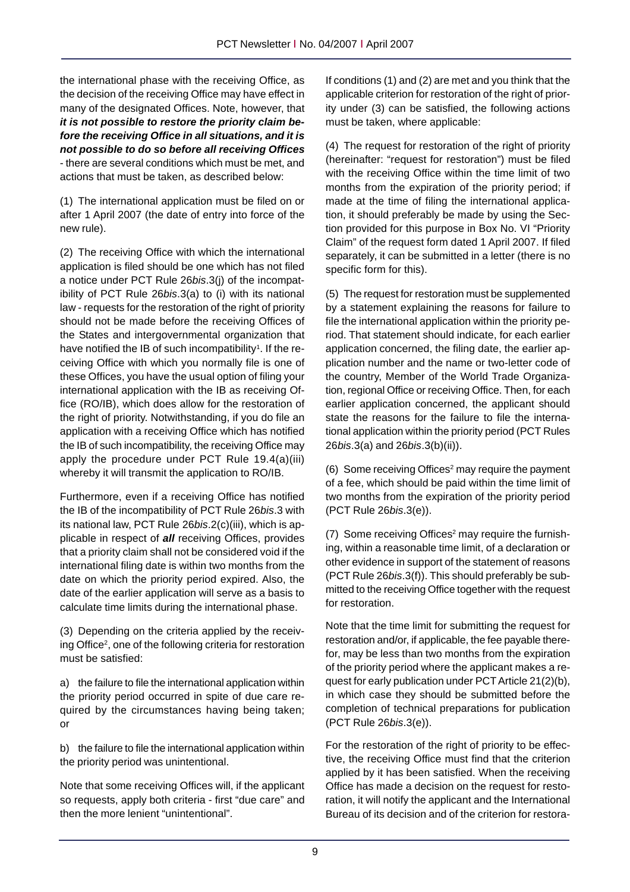the international phase with the receiving Office, as the decision of the receiving Office may have effect in many of the designated Offices. Note, however, that ***it is not possible to restore the priority claim before the receiving Office in all situations, and it is not possible to do so before all receiving Offices*** - there are several conditions which must be met, and actions that must be taken, as described below:

(1) The international application must be filed on or after 1 April 2007 (the date of entry into force of the new rule).

(2) The receiving Office with which the international application is filed should be one which has not filed a notice under PCT Rule 26*bis*.3(j) of the incompatibility of PCT Rule 26*bis*.3(a) to (i) with its national law - requests for the restoration of the right of priority should not be made before the receiving Offices of the States and intergovernmental organization that have notified the IB of such incompatibility[1]. If the receiving Office with which you normally file is one of these Offices, you have the usual option of filing your international application with the IB as receiving Office (RO/IB), which does allow for the restoration of the right of priority. Notwithstanding, if you do file an application with a receiving Office which has notified the IB of such incompatibility, the receiving Office may apply the procedure under PCT Rule 19.4(a)(iii) whereby it will transmit the application to RO/IB.

Furthermore, even if a receiving Office has notified the IB of the incompatibility of PCT Rule 26*bis*.3 with its national law, PCT Rule 26*bis*.2(c)(iii), which is applicable in respect of ***all*** receiving Offices, provides that a priority claim shall not be considered void if the international filing date is within two months from the date on which the priority period expired. Also, the date of the earlier application will serve as a basis to calculate time limits during the international phase.

(3) Depending on the criteria applied by the receiving Office[2], one of the following criteria for restoration must be satisfied:

a) the failure to file the international application within the priority period occurred in spite of due care required by the circumstances having being taken; or

b) the failure to file the international application within the priority period was unintentional.

Note that some receiving Offices will, if the applicant so requests, apply both criteria - first "due care" and then the more lenient "unintentional".

If conditions (1) and (2) are met and you think that the applicable criterion for restoration of the right of priority under (3) can be satisfied, the following actions must be taken, where applicable:

(4) The request for restoration of the right of priority (hereinafter: "request for restoration") must be filed with the receiving Office within the time limit of two months from the expiration of the priority period; if made at the time of filing the international application, it should preferably be made by using the Section provided for this purpose in Box No. VI "Priority Claim" of the request form dated 1 April 2007. If filed separately, it can be submitted in a letter (there is no specific form for this).

(5) The request for restoration must be supplemented by a statement explaining the reasons for failure to file the international application within the priority period. That statement should indicate, for each earlier application concerned, the filing date, the earlier application number and the name or two-letter code of the country, Member of the World Trade Organization, regional Office or receiving Office. Then, for each earlier application concerned, the applicant should state the reasons for the failure to file the international application within the priority period (PCT Rules 26*bis*.3(a) and 26*bis*.3(b)(ii)).

(6) Some receiving Offices[2] may require the payment of a fee, which should be paid within the time limit of two months from the expiration of the priority period (PCT Rule 26*bis*.3(e)).

(7) Some receiving Offices[2] may require the furnishing, within a reasonable time limit, of a declaration or other evidence in support of the statement of reasons (PCT Rule 26*bis*.3(f)). This should preferably be submitted to the receiving Office together with the request for restoration.

Note that the time limit for submitting the request for restoration and/or, if applicable, the fee payable therefor, may be less than two months from the expiration of the priority period where the applicant makes a request for early publication under PCT Article 21(2)(b), in which case they should be submitted before the completion of technical preparations for publication (PCT Rule 26*bis*.3(e)).

For the restoration of the right of priority to be effective, the receiving Office must find that the criterion applied by it has been satisfied. When the receiving Office has made a decision on the request for restoration, it will notify the applicant and the International Bureau of its decision and of the criterion for restora-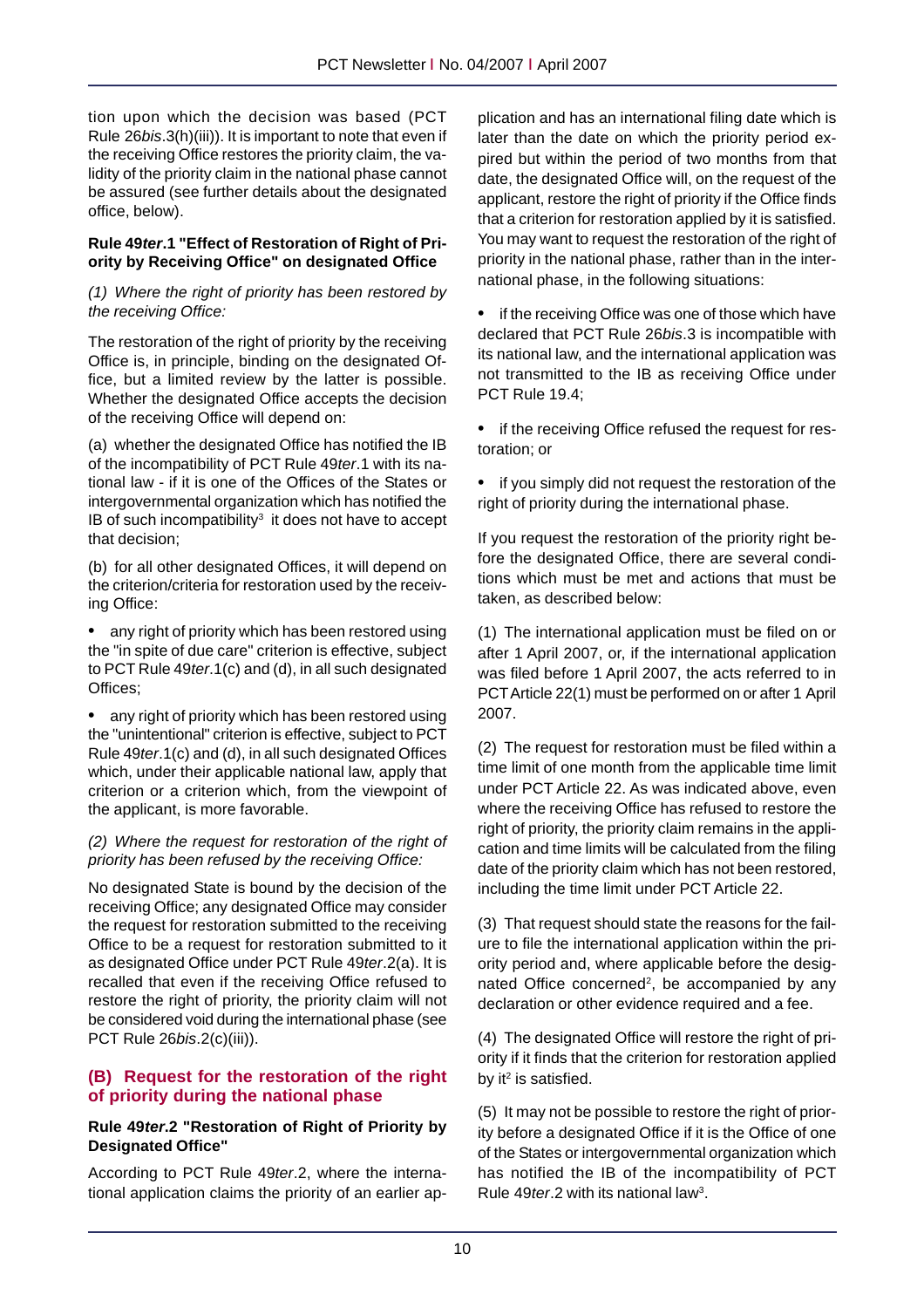tion upon which the decision was based (PCT Rule 26*bis*.3(h)(iii)). It is important to note that even if the receiving Office restores the priority claim, the validity of the priority claim in the national phase cannot be assured (see further details about the designated office, below).

**Rule 49*ter*.1 "Effect of Restoration of Right of Priority by Receiving Office" on designated Office**

*(1) Where the right of priority has been restored by the receiving Office:*

The restoration of the right of priority by the receiving Office is, in principle, binding on the designated Office, but a limited review by the latter is possible. Whether the designated Office accepts the decision of the receiving Office will depend on:

(a) whether the designated Office has notified the IB of the incompatibility of PCT Rule 49*ter*.1 with its national law - if it is one of the Offices of the States or intergovernmental organization which has notified the IB of such incompatibility[3] it does not have to accept that decision;

(b) for all other designated Offices, it will depend on the criterion/criteria for restoration used by the receiving Office:

- any right of priority which has been restored using the "in spite of due care" criterion is effective, subject to PCT Rule 49*ter*.1(c) and (d), in all such designated Offices;
- any right of priority which has been restored using the "unintentional" criterion is effective, subject to PCT Rule 49*ter*.1(c) and (d), in all such designated Offices which, under their applicable national law, apply that criterion or a criterion which, from the viewpoint of the applicant, is more favorable.

*(2) Where the request for restoration of the right of priority has been refused by the receiving Office:*

No designated State is bound by the decision of the receiving Office; any designated Office may consider the request for restoration submitted to the receiving Office to be a request for restoration submitted to it as designated Office under PCT Rule 49*ter*.2(a). It is recalled that even if the receiving Office refused to restore the right of priority, the priority claim will not be considered void during the international phase (see PCT Rule 26*bis*.2(c)(iii)).

## (B) Request for the restoration of the right of priority during the national phase

**Rule 49*ter*.2 "Restoration of Right of Priority by Designated Office"**

According to PCT Rule 49*ter*.2, where the international application claims the priority of an earlier application and has an international filing date which is later than the date on which the priority period expired but within the period of two months from that date, the designated Office will, on the request of the applicant, restore the right of priority if the Office finds that a criterion for restoration applied by it is satisfied. You may want to request the restoration of the right of priority in the national phase, rather than in the international phase, in the following situations:

- if the receiving Office was one of those which have declared that PCT Rule 26*bis*.3 is incompatible with its national law, and the international application was not transmitted to the IB as receiving Office under PCT Rule 19.4;
- if the receiving Office refused the request for restoration; or
- if you simply did not request the restoration of the right of priority during the international phase.

If you request the restoration of the priority right before the designated Office, there are several conditions which must be met and actions that must be taken, as described below:

(1) The international application must be filed on or after 1 April 2007, or, if the international application was filed before 1 April 2007, the acts referred to in PCT Article 22(1) must be performed on or after 1 April 2007.

(2) The request for restoration must be filed within a time limit of one month from the applicable time limit under PCT Article 22. As was indicated above, even where the receiving Office has refused to restore the right of priority, the priority claim remains in the application and time limits will be calculated from the filing date of the priority claim which has not been restored, including the time limit under PCT Article 22.

(3) That request should state the reasons for the failure to file the international application within the priority period and, where applicable before the designated Office concerned[2], be accompanied by any declaration or other evidence required and a fee.

(4) The designated Office will restore the right of priority if it finds that the criterion for restoration applied by it[2] is satisfied.

(5) It may not be possible to restore the right of priority before a designated Office if it is the Office of one of the States or intergovernmental organization which has notified the IB of the incompatibility of PCT Rule 49*ter*.2 with its national law[3].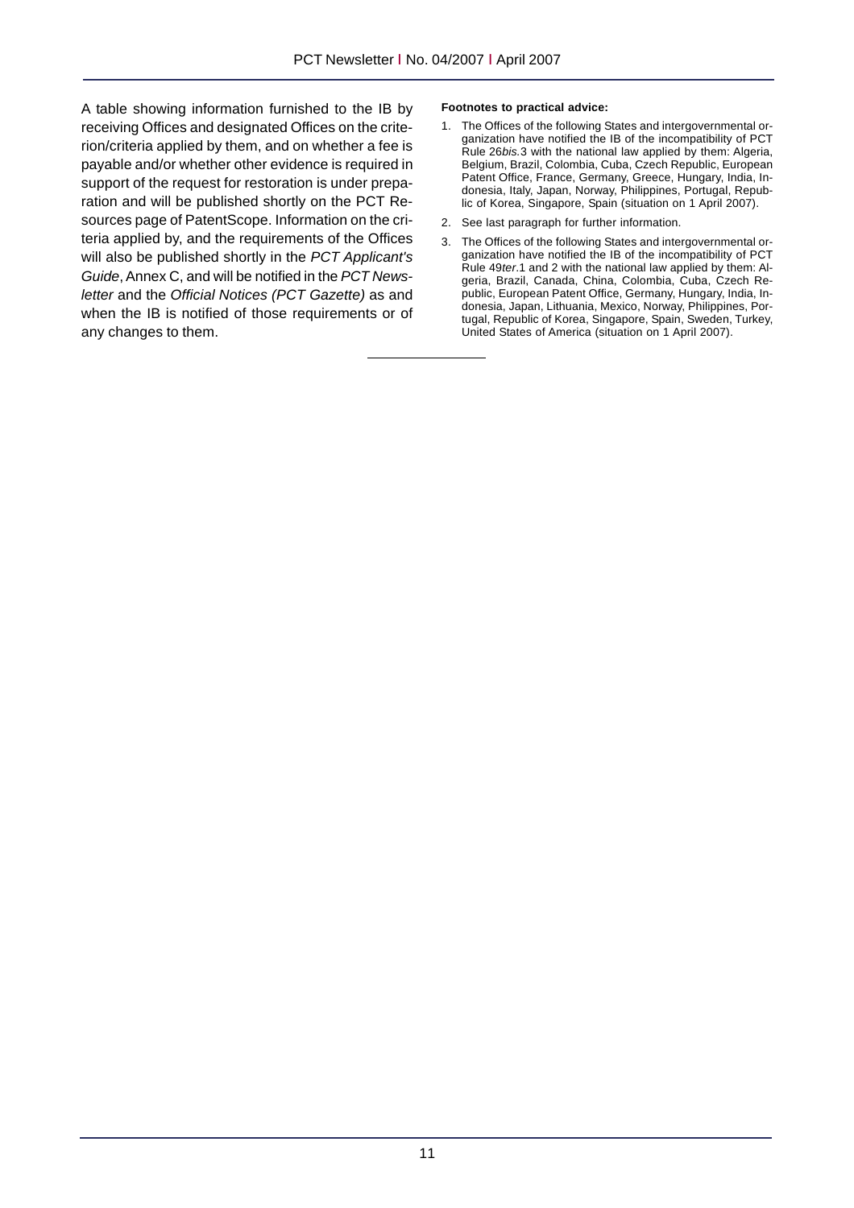A table showing information furnished to the IB by receiving Offices and designated Offices on the criterion/criteria applied by them, and on whether a fee is payable and/or whether other evidence is required in support of the request for restoration is under preparation and will be published shortly on the PCT Resources page of PatentScope. Information on the criteria applied by, and the requirements of the Offices will also be published shortly in the *PCT Applicant's Guide*, Annex C, and will be notified in the *PCT Newsletter* and the *Official Notices (PCT Gazette)* as and when the IB is notified of those requirements or of any changes to them.

---

**Footnotes to practical advice:**

1. The Offices of the following States and intergovernmental organization have notified the IB of the incompatibility of PCT Rule 26*bis*.3 with the national law applied by them: Algeria, Belgium, Brazil, Colombia, Cuba, Czech Republic, European Patent Office, France, Germany, Greece, Hungary, India, Indonesia, Italy, Japan, Norway, Philippines, Portugal, Republic of Korea, Singapore, Spain (situation on 1 April 2007).
2. See last paragraph for further information.
3. The Offices of the following States and intergovernmental organization have notified the IB of the incompatibility of PCT Rule 49*ter*.1 and 2 with the national law applied by them: Algeria, Brazil, Canada, China, Colombia, Cuba, Czech Republic, European Patent Office, Germany, Hungary, India, Indonesia, Japan, Lithuania, Mexico, Norway, Philippines, Portugal, Republic of Korea, Singapore, Spain, Sweden, Turkey, United States of America (situation on 1 April 2007).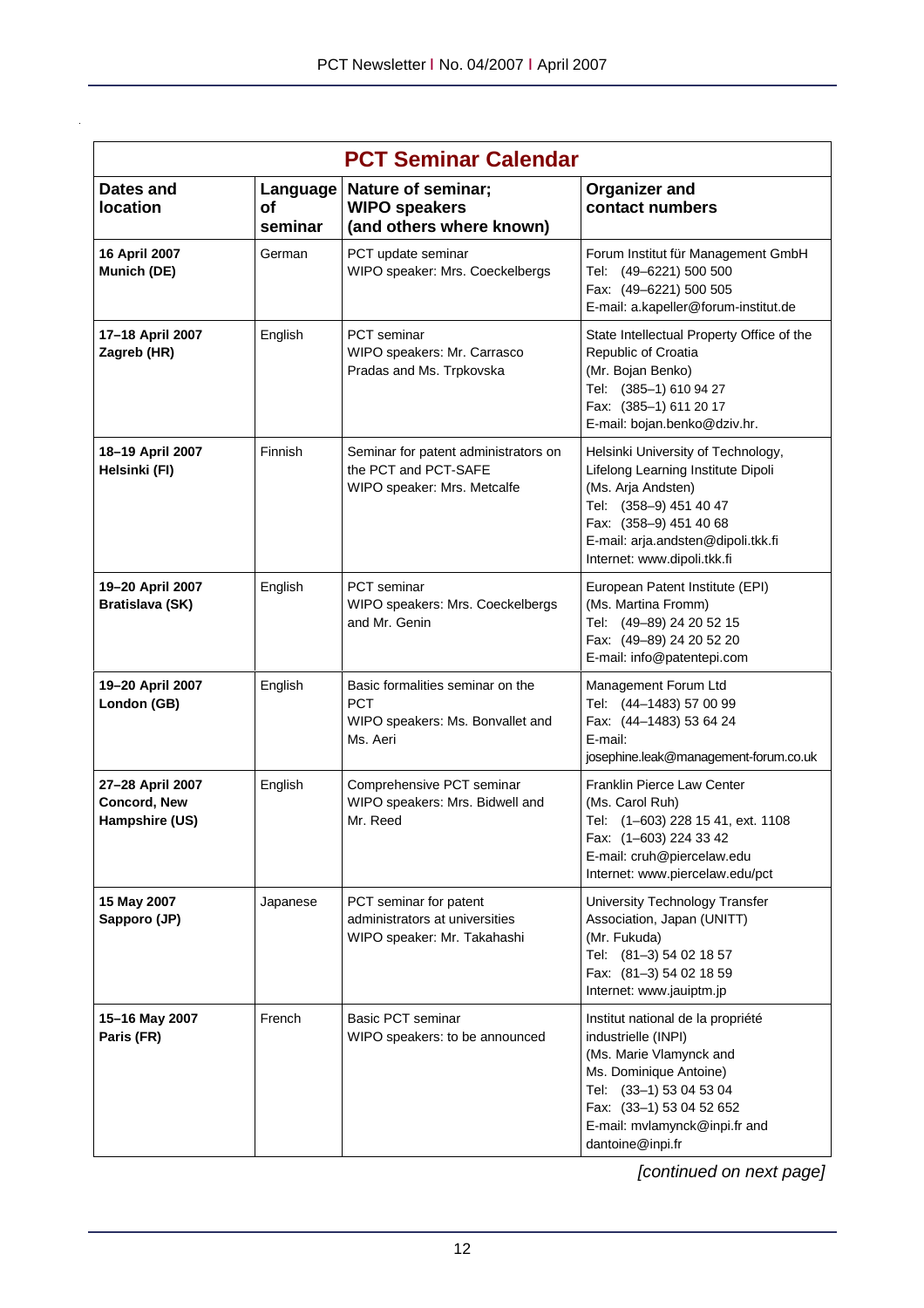## PCT Seminar Calendar

| Dates and location | Language of seminar | Nature of seminar; WIPO speakers (and others where known) | Organizer and contact numbers |
|---|---|---|---|
| **16 April 2007**<br>**Munich (DE)** | German | PCT update seminar<br>WIPO speaker: Mrs. Coeckelbergs | Forum Institut für Management GmbH<br>Tel: (49–6221) 500 500<br>Fax: (49–6221) 500 505<br>E-mail: a.kapeller@forum-institut.de |
| **17–18 April 2007**<br>**Zagreb (HR)** | English | PCT seminar<br>WIPO speakers: Mr. Carrasco Pradas and Ms. Trpkovska | State Intellectual Property Office of the Republic of Croatia<br>(Mr. Bojan Benko)<br>Tel: (385–1) 610 94 27<br>Fax: (385–1) 611 20 17<br>E-mail: bojan.benko@dziv.hr. |
| **18–19 April 2007**<br>**Helsinki (FI)** | Finnish | Seminar for patent administrators on the PCT and PCT-SAFE<br>WIPO speaker: Mrs. Metcalfe | Helsinki University of Technology, Lifelong Learning Institute Dipoli<br>(Ms. Arja Andsten)<br>Tel: (358–9) 451 40 47<br>Fax: (358–9) 451 40 68<br>E-mail: arja.andsten@dipoli.tkk.fi<br>Internet: www.dipoli.tkk.fi |
| **19–20 April 2007**<br>**Bratislava (SK)** | English | PCT seminar<br>WIPO speakers: Mrs. Coeckelbergs and Mr. Genin | European Patent Institute (EPI)<br>(Ms. Martina Fromm)<br>Tel: (49–89) 24 20 52 15<br>Fax: (49–89) 24 20 52 20<br>E-mail: info@patentepi.com |
| **19–20 April 2007**<br>**London (GB)** | English | Basic formalities seminar on the PCT<br>WIPO speakers: Ms. Bonvallet and Ms. Aeri | Management Forum Ltd<br>Tel: (44–1483) 57 00 99<br>Fax: (44–1483) 53 64 24<br>E-mail: josephine.leak@management-forum.co.uk |
| **27–28 April 2007**<br>**Concord, New Hampshire (US)** | English | Comprehensive PCT seminar<br>WIPO speakers: Mrs. Bidwell and Mr. Reed | Franklin Pierce Law Center<br>(Ms. Carol Ruh)<br>Tel: (1–603) 228 15 41, ext. 1108<br>Fax: (1–603) 224 33 42<br>E-mail: cruh@piercelaw.edu<br>Internet: www.piercelaw.edu/pct |
| **15 May 2007**<br>**Sapporo (JP)** | Japanese | PCT seminar for patent administrators at universities<br>WIPO speaker: Mr. Takahashi | University Technology Transfer Association, Japan (UNITT)<br>(Mr. Fukuda)<br>Tel: (81–3) 54 02 18 57<br>Fax: (81–3) 54 02 18 59<br>Internet: www.jauiptm.jp |
| **15–16 May 2007**<br>**Paris (FR)** | French | Basic PCT seminar<br>WIPO speakers: to be announced | Institut national de la propriété industrielle (INPI)<br>(Ms. Marie Vlamynck and Ms. Dominique Antoine)<br>Tel: (33–1) 53 04 53 04<br>Fax: (33–1) 53 04 52 652<br>E-mail: mvlamynck@inpi.fr and dantoine@inpi.fr |

*[continued on next page]*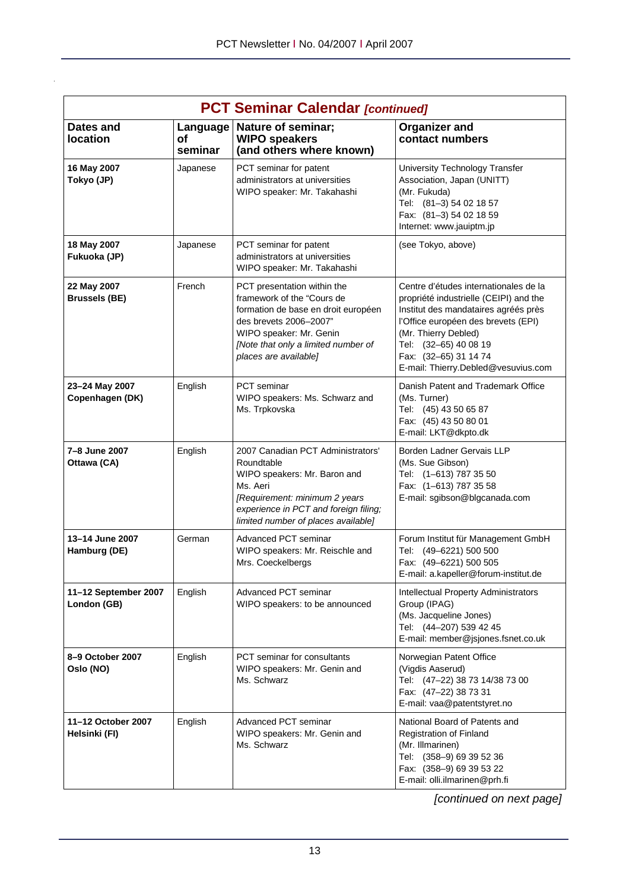## PCT Seminar Calendar *[continued]*

| Dates and location | Language of seminar | Nature of seminar; WIPO speakers (and others where known) | Organizer and contact numbers |
|---|---|---|---|
| **16 May 2007 Tokyo (JP)** | Japanese | PCT seminar for patent administrators at universities<br>WIPO speaker: Mr. Takahashi | University Technology Transfer Association, Japan (UNITT)<br>(Mr. Fukuda)<br>Tel: (81–3) 54 02 18 57<br>Fax: (81–3) 54 02 18 59<br>Internet: www.jauiptm.jp |
| **18 May 2007 Fukuoka (JP)** | Japanese | PCT seminar for patent administrators at universities<br>WIPO speaker: Mr. Takahashi | (see Tokyo, above) |
| **22 May 2007 Brussels (BE)** | French | PCT presentation within the framework of the "Cours de formation de base en droit européen des brevets 2006–2007"<br>WIPO speaker: Mr. Genin<br>*[Note that only a limited number of places are available]* | Centre d'études internationales de la propriété industrielle (CEIPI) and the Institut des mandataires agréés près l'Office européen des brevets (EPI)<br>(Mr. Thierry Debled)<br>Tel: (32–65) 40 08 19<br>Fax: (32–65) 31 14 74<br>E-mail: Thierry.Debled@vesuvius.com |
| **23–24 May 2007 Copenhagen (DK)** | English | PCT seminar<br>WIPO speakers: Ms. Schwarz and Ms. Trpkovska | Danish Patent and Trademark Office<br>(Ms. Turner)<br>Tel: (45) 43 50 65 87<br>Fax: (45) 43 50 80 01<br>E-mail: LKT@dkpto.dk |
| **7–8 June 2007 Ottawa (CA)** | English | 2007 Canadian PCT Administrators' Roundtable<br>WIPO speakers: Mr. Baron and Ms. Aeri<br>*[Requirement: minimum 2 years experience in PCT and foreign filing; limited number of places available]* | Borden Ladner Gervais LLP<br>(Ms. Sue Gibson)<br>Tel: (1–613) 787 35 50<br>Fax: (1–613) 787 35 58<br>E-mail: sgibson@blgcanada.com |
| **13–14 June 2007 Hamburg (DE)** | German | Advanced PCT seminar<br>WIPO speakers: Mr. Reischle and Mrs. Coeckelbergs | Forum Institut für Management GmbH<br>Tel: (49–6221) 500 500<br>Fax: (49–6221) 500 505<br>E-mail: a.kapeller@forum-institut.de |
| **11–12 September 2007 London (GB)** | English | Advanced PCT seminar<br>WIPO speakers: to be announced | Intellectual Property Administrators Group (IPAG)<br>(Ms. Jacqueline Jones)<br>Tel: (44–207) 539 42 45<br>E-mail: member@jsjones.fsnet.co.uk |
| **8–9 October 2007 Oslo (NO)** | English | PCT seminar for consultants<br>WIPO speakers: Mr. Genin and Ms. Schwarz | Norwegian Patent Office<br>(Vigdis Aaserud)<br>Tel: (47–22) 38 73 14/38 73 00<br>Fax: (47–22) 38 73 31<br>E-mail: vaa@patentstyret.no |
| **11–12 October 2007 Helsinki (FI)** | English | Advanced PCT seminar<br>WIPO speakers: Mr. Genin and Ms. Schwarz | National Board of Patents and Registration of Finland<br>(Mr. Illmarinen)<br>Tel: (358–9) 69 39 52 36<br>Fax: (358–9) 69 39 53 22<br>E-mail: olli.ilmarinen@prh.fi |

*[continued on next page]*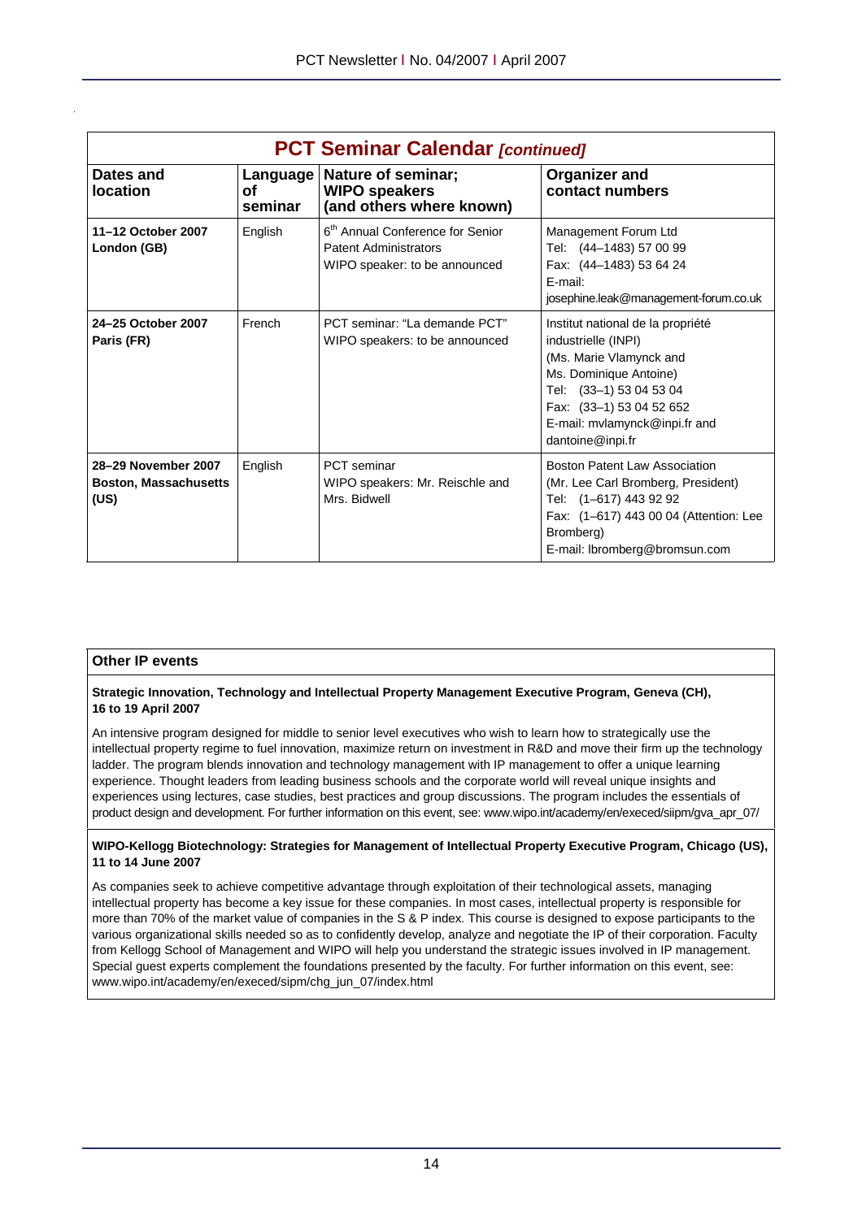## PCT Seminar Calendar *[continued]*

| Dates and location | Language of seminar | Nature of seminar; WIPO speakers (and others where known) | Organizer and contact numbers |
|---|---|---|---|
| **11–12 October 2007 London (GB)** | English | 6th Annual Conference for Senior Patent Administrators<br>WIPO speaker: to be announced | Management Forum Ltd<br>Tel: (44–1483) 57 00 99<br>Fax: (44–1483) 53 64 24<br>E-mail: josephine.leak@management-forum.co.uk |
| **24–25 October 2007 Paris (FR)** | French | PCT seminar: "La demande PCT"<br>WIPO speakers: to be announced | Institut national de la propriété industrielle (INPI)<br>(Ms. Marie Vlamynck and Ms. Dominique Antoine)<br>Tel: (33–1) 53 04 53 04<br>Fax: (33–1) 53 04 52 652<br>E-mail: mvlamynck@inpi.fr and dantoine@inpi.fr |
| **28–29 November 2007 Boston, Massachusetts (US)** | English | PCT seminar<br>WIPO speakers: Mr. Reischle and Mrs. Bidwell | Boston Patent Law Association<br>(Mr. Lee Carl Bromberg, President)<br>Tel: (1–617) 443 92 92<br>Fax: (1–617) 443 00 04 (Attention: Lee Bromberg)<br>E-mail: lbromberg@bromsun.com |

## Other IP events

**Strategic Innovation, Technology and Intellectual Property Management Executive Program, Geneva (CH), 16 to 19 April 2007**

An intensive program designed for middle to senior level executives who wish to learn how to strategically use the intellectual property regime to fuel innovation, maximize return on investment in R&D and move their firm up the technology ladder. The program blends innovation and technology management with IP management to offer a unique learning experience. Thought leaders from leading business schools and the corporate world will reveal unique insights and experiences using lectures, case studies, best practices and group discussions. The program includes the essentials of product design and development. For further information on this event, see: www.wipo.int/academy/en/execed/siipm/gva_apr_07/

**WIPO-Kellogg Biotechnology: Strategies for Management of Intellectual Property Executive Program, Chicago (US), 11 to 14 June 2007**

As companies seek to achieve competitive advantage through exploitation of their technological assets, managing intellectual property has become a key issue for these companies. In most cases, intellectual property is responsible for more than 70% of the market value of companies in the S & P index. This course is designed to expose participants to the various organizational skills needed so as to confidently develop, analyze and negotiate the IP of their corporation. Faculty from Kellogg School of Management and WIPO will help you understand the strategic issues involved in IP management. Special guest experts complement the foundations presented by the faculty. For further information on this event, see: www.wipo.int/academy/en/execed/sipm/chg_jun_07/index.html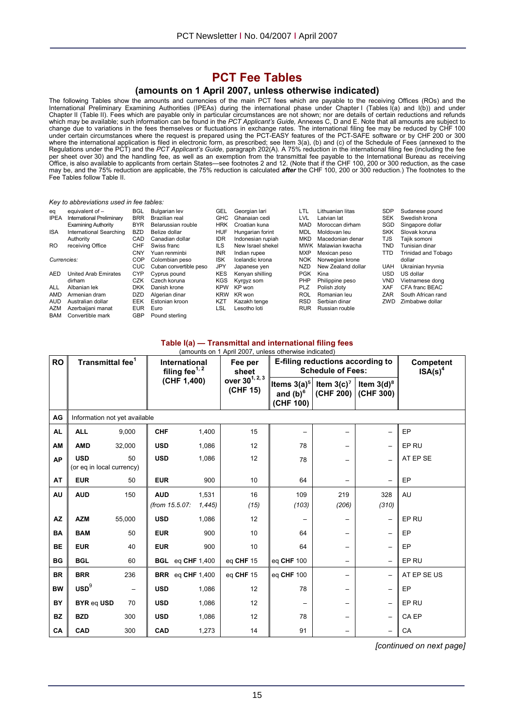# PCT Fee Tables

## (amounts on 1 April 2007, unless otherwise indicated)

The following Tables show the amounts and currencies of the main PCT fees which are payable to the receiving Offices (ROs) and the International Preliminary Examining Authorities (IPEAs) during the international phase under Chapter I (Tables I(a) and I(b)) and under Chapter II (Table II). Fees which are payable only in particular circumstances are not shown; nor are details of certain reductions and refunds which may be available; such information can be found in the *PCT Applicant's Guide*, Annexes C, D and E. Note that all amounts are subject to change due to variations in the fees themselves or fluctuations in exchange rates. The international filing fee may be reduced by CHF 100 under certain circumstances where the request is prepared using the PCT-EASY features of the PCT-SAFE software or by CHF 200 or 300 where the international application is filed in electronic form, as prescribed; see Item 3(a), (b) and (c) of the Schedule of Fees (annexed to the Regulations under the PCT) and the *PCT Applicant's Guide*, paragraph 202(A). A 75% reduction in the international filing fee (including the fee per sheet over 30) and the handling fee, as well as an exemption from the transmittal fee payable to the International Bureau as receiving Office, is also available to applicants from certain States—see footnotes 2 and 12. (Note that if the CHF 100, 200 or 300 reduction, as the case may be, and the 75% reduction are applicable, the 75% reduction is calculated ***after*** the CHF 100, 200 or 300 reduction.) The footnotes to the Fee Tables follow Table II.

*Key to abbreviations used in fee tables:*

| Abbr. | Meaning |
|---|---|
| eq | equivalent of – |
| IPEA | International Preliminary Examining Authority |
| ISA | International Searching Authority |
| RO | receiving Office |

*Currencies:*

| Code | Currency | Code | Currency | Code | Currency |
|---|---|---|---|---|---|
| AED | United Arab Emirates dirham | GEL | Georgian lari | MXP | Mexican peso |
| ALL | Albanian lek | GHC | Ghanaian cedi | NOK | Norwegian krone |
| AMD | Armenian dram | HRK | Croatian kuna | NZD | New Zealand dollar |
| AUD | Australian dollar | HUF | Hungarian forint | PGK | Kina |
| AZM | Azerbaijani manat | IDR | Indonesian rupiah | PHP | Philippine peso |
| BAM | Convertible mark | ILS | New Israel shekel | PLZ | Polish zloty |
| BGL | Bulgarian lev | INR | Indian rupee | ROL | Romanian leu |
| BRR | Brazilian real | ISK | Icelandic krona | RSD | Serbian dinar |
| BYR | Belarussian rouble | JPY | Japanese yen | RUR | Russian rouble |
| BZD | Belize dollar | KES | Kenyan shilling | SDP | Sudanese pound |
| CAD | Canadian dollar | KGS | Kyrgyz som | SEK | Swedish krona |
| CHF | Swiss franc | KPW | KP won | SGD | Singapore dollar |
| CNY | Yuan renminbi | KRW | KR won | SKK | Slovak koruna |
| COP | Colombian peso | KZT | Kazakh tenge | TJS | Tajik somoni |
| CUC | Cuban convertible peso | LSL | Lesotho loti | TND | Tunisian dinar |
| CYP | Cyprus pound | LTL | Lithuanian litas | TTD | Trinidad and Tobago dollar |
| CZK | Czech koruna | LVL | Latvian lat | UAH | Ukrainian hryvnia |
| DKK | Danish krone | MAD | Moroccan dirham | USD | US dollar |
| DZD | Algerian dinar | MDL | Moldovan leu | VND | Vietnamese dong |
| EEK | Estonian kroon | MKD | Macedonian denar | XAF | CFA franc BEAC |
| EUR | Euro | MWK | Malawian kwacha | ZAR | South African rand |
| GBP | Pound sterling | | | ZWD | Zimbabwe dollar |

### Table I(a) — Transmittal and international filing fees

(amounts on 1 April 2007, unless otherwise indicated)

| RO | Transmittal fee[1] | | International filing fee[1, 2] (CHF 1,400) | | Fee per sheet over 30[1, 2, 3] (CHF 15) | E-filing reductions according to Schedule of Fees: Items 3(a)[5] and (b)[6] (CHF 100) | Item 3(c)[7] (CHF 200) | Item 3(d)[8] (CHF 300) | Competent ISA(s)[4] |
|---|---|---|---|---|---|---|---|---|---|
| AG | Information not yet available | | | | | | | | |
| AL | **ALL** | 9,000 | **CHF** | 1,400 | 15 | – | – | – | EP |
| AM | **AMD** | 32,000 | **USD** | 1,086 | 12 | 78 | – | – | EP RU |
| AP | **USD** (or eq in local currency) | 50 | **USD** | 1,086 | 12 | 78 | – | – | AT EP SE |
| AT | **EUR** | 50 | **EUR** | 900 | 10 | 64 | – | – | EP |
| AU | **AUD** | 150 | **AUD** 1,531 *(from 15.5.07:* | 1,531 *1,445)* | 16 *(15)* | 109 *(103)* | 219 *(206)* | 328 *(310)* | AU |
| AZ | **AZM** | 55,000 | **USD** | 1,086 | 12 | – | – | – | EP RU |
| BA | **BAM** | 50 | **EUR** | 900 | 10 | 64 | – | – | EP |
| BE | **EUR** | 40 | **EUR** | 900 | 10 | 64 | – | – | EP |
| BG | **BGL** | 60 | **BGL** | eq **CHF** 1,400 | eq **CHF** 15 | eq **CHF** 100 | – | – | EP RU |
| BR | **BRR** | 236 | **BRR** | eq **CHF** 1,400 | eq **CHF** 15 | eq **CHF** 100 | – | – | AT EP SE US |
| BW | **USD**[9] | – | **USD** | 1,086 | 12 | 78 | – | – | EP |
| BY | **BYR** eq **USD** | 70 | **USD** | 1,086 | 12 | – | – | – | EP RU |
| BZ | **BZD** | 300 | **USD** | 1,086 | 12 | 78 | – | – | CA EP |
| CA | **CAD** | 300 | **CAD** | 1,273 | 14 | 91 | – | – | CA |

*[continued on next page]*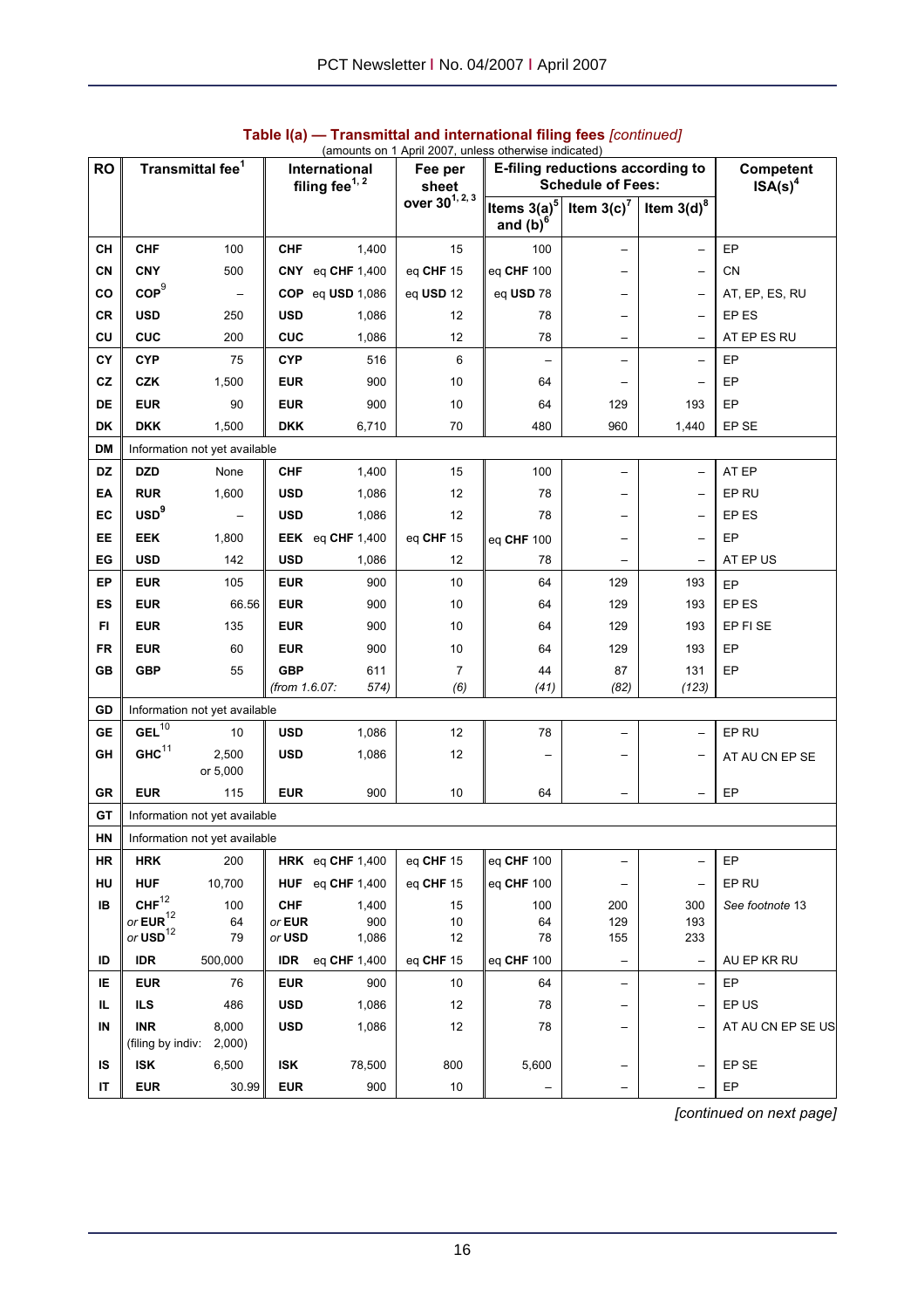**Table I(a) — Transmittal and international filing fees** *[continued]*

(amounts on 1 April 2007, unless otherwise indicated)

| RO | Transmittal fee[1] | | International filing fee[1, 2] | | Fee per sheet over 30[1, 2, 3] | E-filing reductions according to Schedule of Fees: | | | Competent ISA(s)[4] |
|---|---|---|---|---|---|---|---|---|---|
| | | | | | | Items 3(a)[5] and (b)[6] | Item 3(c)[7] | Item 3(d)[8] | |
| CH | CHF | 100 | CHF | 1,400 | 15 | 100 | – | – | EP |
| CN | CNY | 500 | CNY | eq CHF 1,400 | eq CHF 15 | eq CHF 100 | – | – | CN |
| CO | COP[9] | – | COP | eq USD 1,086 | eq USD 12 | eq USD 78 | – | – | AT, EP, ES, RU |
| CR | USD | 250 | USD | 1,086 | 12 | 78 | – | – | EP ES |
| CU | CUC | 200 | CUC | 1,086 | 12 | 78 | – | – | AT EP ES RU |
| CY | CYP | 75 | CYP | 516 | 6 | – | – | – | EP |
| CZ | CZK | 1,500 | EUR | 900 | 10 | 64 | – | – | EP |
| DE | EUR | 90 | EUR | 900 | 10 | 64 | 129 | 193 | EP |
| DK | DKK | 1,500 | DKK | 6,710 | 70 | 480 | 960 | 1,440 | EP SE |
| DM | Information not yet available | | | | | | | | |
| DZ | DZD | None | CHF | 1,400 | 15 | 100 | – | – | AT EP |
| EA | RUR | 1,600 | USD | 1,086 | 12 | 78 | – | – | EP RU |
| EC | USD[9] | – | USD | 1,086 | 12 | 78 | – | – | EP ES |
| EE | EEK | 1,800 | EEK | eq CHF 1,400 | eq CHF 15 | eq CHF 100 | – | – | EP |
| EG | USD | 142 | USD | 1,086 | 12 | 78 | – | – | AT EP US |
| EP | EUR | 105 | EUR | 900 | 10 | 64 | 129 | 193 | EP |
| ES | EUR | 66.56 | EUR | 900 | 10 | 64 | 129 | 193 | EP ES |
| FI | EUR | 135 | EUR | 900 | 10 | 64 | 129 | 193 | EP FI SE |
| FR | EUR | 60 | EUR | 900 | 10 | 64 | 129 | 193 | EP |
| GB | GBP | 55 | GBP *(from 1.6.07:* | 611 *574)* | 7 *(6)* | 44 *(41)* | 87 *(82)* | 131 *(123)* | EP |
| GD | Information not yet available | | | | | | | | |
| GE | GEL[10] | 10 | USD | 1,086 | 12 | 78 | – | – | EP RU |
| GH | GHC[11] | 2,500 or 5,000 | USD | 1,086 | 12 | – | – | – | AT AU CN EP SE |
| GR | EUR | 115 | EUR | 900 | 10 | 64 | – | – | EP |
| GT | Information not yet available | | | | | | | | |
| HN | Information not yet available | | | | | | | | |
| HR | HRK | 200 | HRK | eq CHF 1,400 | eq CHF 15 | eq CHF 100 | – | – | EP |
| HU | HUF | 10,700 | HUF | eq CHF 1,400 | eq CHF 15 | eq CHF 100 | – | – | EP RU |
| IB | CHF[12] *or* EUR[12] *or* USD[12] | 100 64 79 | CHF *or* EUR *or* USD | 1,400 900 1,086 | 15 10 12 | 100 64 78 | 200 129 155 | 300 193 233 | *See footnote 13* |
| ID | IDR | 500,000 | IDR | eq CHF 1,400 | eq CHF 15 | eq CHF 100 | – | – | AU EP KR RU |
| IE | EUR | 76 | EUR | 900 | 10 | 64 | – | – | EP |
| IL | ILS | 486 | USD | 1,086 | 12 | 78 | – | – | EP US |
| IN | INR (filing by indiv: | 8,000 2,000) | USD | 1,086 | 12 | 78 | – | – | AT AU CN EP SE US |
| IS | ISK | 6,500 | ISK | 78,500 | 800 | 5,600 | – | – | EP SE |
| IT | EUR | 30.99 | EUR | 900 | 10 | – | – | – | EP |

*[continued on next page]*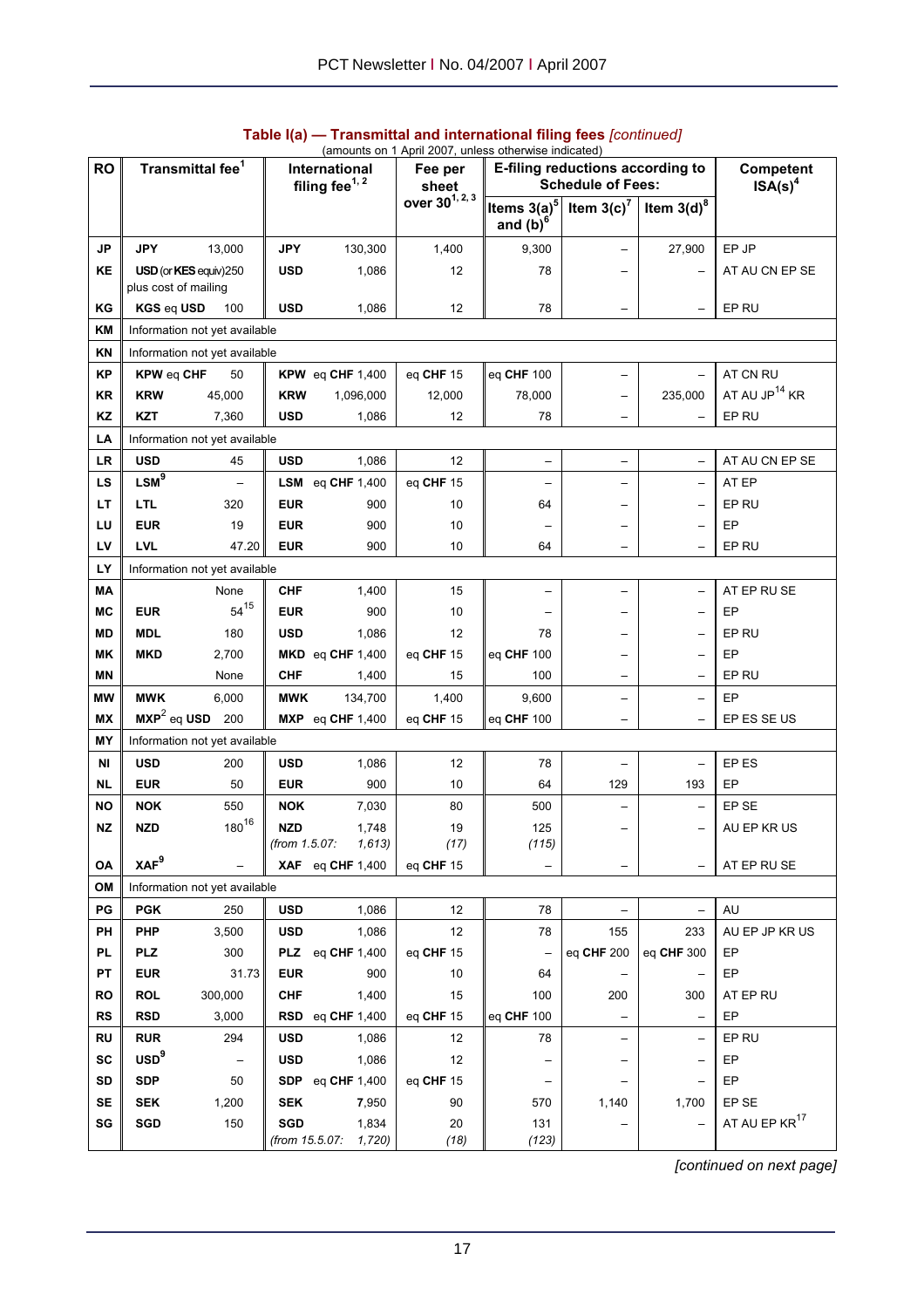**Table I(a) — Transmittal and international filing fees** *[continued]*

(amounts on 1 April 2007, unless otherwise indicated)

| RO | Transmittal fee[1] | | International filing fee[1, 2] | | Fee per sheet over 30[1, 2, 3] | E-filing reductions according to Schedule of Fees: | | | Competent ISA(s)[4] |
|---|---|---|---|---|---|---|---|---|---|
| | | | | | | Items 3(a)[5] and (b)[6] | Item 3(c)[7] | Item 3(d)[8] | |
| **JP** | **JPY** | 13,000 | **JPY** | 130,300 | 1,400 | 9,300 | – | 27,900 | EP JP |
| **KE** | **USD** (or **KES** equiv) plus cost of mailing | 250 | **USD** | 1,086 | 12 | 78 | – | – | AT AU CN EP SE |
| **KG** | **KGS** eq **USD** | 100 | **USD** | 1,086 | 12 | 78 | – | – | EP RU |
| **KM** | Information not yet available | | | | | | | | |
| **KN** | Information not yet available | | | | | | | | |
| **KP** | **KPW** eq **CHF** | 50 | **KPW** eq **CHF** | 1,400 | eq **CHF** 15 | eq **CHF** 100 | – | – | AT CN RU |
| **KR** | **KRW** | 45,000 | **KRW** | 1,096,000 | 12,000 | 78,000 | – | 235,000 | AT AU JP[14] KR |
| **KZ** | **KZT** | 7,360 | **USD** | 1,086 | 12 | 78 | – | – | EP RU |
| **LA** | Information not yet available | | | | | | | | |
| **LR** | **USD** | 45 | **USD** | 1,086 | 12 | – | – | – | AT AU CN EP SE |
| **LS** | **LSM**[9] | – | **LSM** eq **CHF** | 1,400 | eq **CHF** 15 | – | – | – | AT EP |
| **LT** | **LTL** | 320 | **EUR** | 900 | 10 | 64 | – | – | EP RU |
| **LU** | **EUR** | 19 | **EUR** | 900 | 10 | – | – | – | EP |
| **LV** | **LVL** | 47.20 | **EUR** | 900 | 10 | 64 | – | – | EP RU |
| **LY** | Information not yet available | | | | | | | | |
| **MA** | | None | **CHF** | 1,400 | 15 | – | – | – | AT EP RU SE |
| **MC** | **EUR** | 54[15] | **EUR** | 900 | 10 | – | – | – | EP |
| **MD** | **MDL** | 180 | **USD** | 1,086 | 12 | 78 | – | – | EP RU |
| **MK** | **MKD** | 2,700 | **MKD** eq **CHF** | 1,400 | eq **CHF** 15 | eq **CHF** 100 | – | – | EP |
| **MN** | | None | **CHF** | 1,400 | 15 | 100 | – | – | EP RU |
| **MW** | **MWK** | 6,000 | **MWK** | 134,700 | 1,400 | 9,600 | – | – | EP |
| **MX** | **MXP**[2] eq **USD** | 200 | **MXP** eq **CHF** | 1,400 | eq **CHF** 15 | eq **CHF** 100 | – | – | EP ES SE US |
| **MY** | Information not yet available | | | | | | | | |
| **NI** | **USD** | 200 | **USD** | 1,086 | 12 | 78 | – | – | EP ES |
| **NL** | **EUR** | 50 | **EUR** | 900 | 10 | 64 | 129 | 193 | EP |
| **NO** | **NOK** | 550 | **NOK** | 7,030 | 80 | 500 | – | – | EP SE |
| **NZ** | **NZD** | 180[16] | **NZD** *(from 1.5.07:* | 1,748 *1,613)* | 19 *(17)* | 125 *(115)* | – | – | AU EP KR US |
| **OA** | **XAF**[9] | – | **XAF** eq **CHF** | 1,400 | eq **CHF** 15 | – | – | – | AT EP RU SE |
| **OM** | Information not yet available | | | | | | | | |
| **PG** | **PGK** | 250 | **USD** | 1,086 | 12 | 78 | – | – | AU |
| **PH** | **PHP** | 3,500 | **USD** | 1,086 | 12 | 78 | 155 | 233 | AU EP JP KR US |
| **PL** | **PLZ** | 300 | **PLZ** eq **CHF** | 1,400 | eq **CHF** 15 | – | eq **CHF** 200 | eq **CHF** 300 | EP |
| **PT** | **EUR** | 31.73 | **EUR** | 900 | 10 | 64 | – | – | EP |
| **RO** | **ROL** | 300,000 | **CHF** | 1,400 | 15 | 100 | 200 | 300 | AT EP RU |
| **RS** | **RSD** | 3,000 | **RSD** eq **CHF** | 1,400 | eq **CHF** 15 | eq **CHF** 100 | – | – | EP |
| **RU** | **RUR** | 294 | **USD** | 1,086 | 12 | 78 | – | – | EP RU |
| **SC** | **USD**[9] | – | **USD** | 1,086 | 12 | – | – | – | EP |
| **SD** | **SDP** | 50 | **SDP** eq **CHF** | 1,400 | eq **CHF** 15 | – | – | – | EP |
| **SE** | **SEK** | 1,200 | **SEK** | 7,950 | 90 | 570 | 1,140 | 1,700 | EP SE |
| **SG** | **SGD** | 150 | **SGD** *(from 15.5.07:* | 1,834 *1,720)* | 20 *(18)* | 131 *(123)* | – | – | AT AU EP KR[17] |

*[continued on next page]*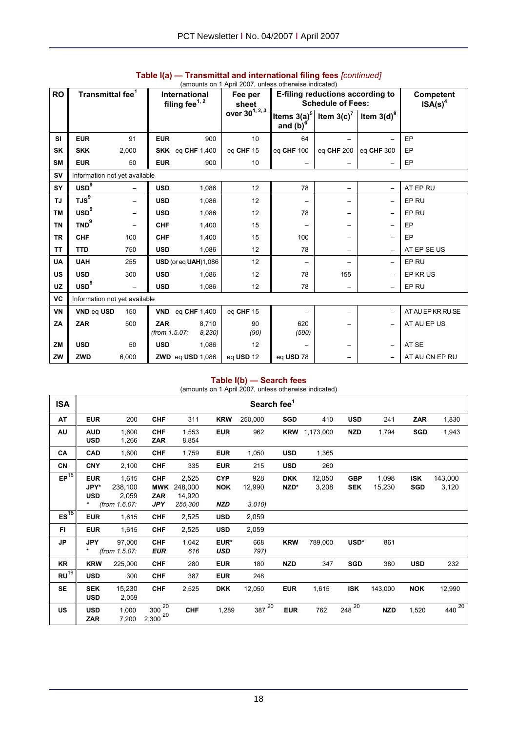## Table I(a) — Transmittal and international filing fees *[continued]*

(amounts on 1 April 2007, unless otherwise indicated)

| RO | Transmittal fee[1] | | International filing fee[1, 2] | | Fee per sheet over 30[1, 2, 3] | E-filing reductions according to Schedule of Fees: | | | Competent ISA(s)[4] |
|---|---|---|---|---|---|---|---|---|---|
| | | | | | | Items 3(a)[5] and (b)[6] | Item 3(c)[7] | Item 3(d)[8] | |
| SI | EUR | 91 | EUR | 900 | 10 | 64 | – | – | EP |
| SK | SKK | 2,000 | SKK eq CHF | 1,400 | eq CHF 15 | eq CHF 100 | eq CHF 200 | eq CHF 300 | EP |
| SM | EUR | 50 | EUR | 900 | 10 | – | – | – | EP |
| SV | Information not yet available | | | | | | | | |
| SY | USD[9] | – | USD | 1,086 | 12 | 78 | – | – | AT EP RU |
| TJ | TJS[9] | – | USD | 1,086 | 12 | – | – | – | EP RU |
| TM | USD[9] | – | USD | 1,086 | 12 | 78 | – | – | EP RU |
| TN | TND[9] | – | CHF | 1,400 | 15 | – | – | – | EP |
| TR | CHF | 100 | CHF | 1,400 | 15 | 100 | – | – | EP |
| TT | TTD | 750 | USD | 1,086 | 12 | 78 | – | – | AT EP SE US |
| UA | UAH | 255 | USD (or eq UAH) | 1,086 | 12 | – | – | – | EP RU |
| US | USD | 300 | USD | 1,086 | 12 | 78 | 155 | – | EP KR US |
| UZ | USD[9] | – | USD | 1,086 | 12 | 78 | – | – | EP RU |
| VC | Information not yet available | | | | | | | | |
| VN | VND eq USD | 150 | VND eq CHF | 1,400 | eq CHF 15 | – | – | – | AT AU EP KR RU SE |
| ZA | ZAR | 500 | ZAR *(from 1.5.07:* | 8,710 *8,230)* | 90 *(90)* | 620 *(590)* | – | – | AT AU EP US |
| ZM | USD | 50 | USD | 1,086 | 12 | – | – | – | AT SE |
| ZW | ZWD | 6,000 | ZWD eq USD | 1,086 | eq USD 12 | eq USD 78 | – | – | AT AU CN EP RU |

## Table I(b) — Search fees

(amounts on 1 April 2007, unless otherwise indicated)

| ISA | Search fee[1] | | | | | | | | | | | |
|---|---|---|---|---|---|---|---|---|---|---|---|---|
| AT | EUR | 200 | CHF | 311 | KRW | 250,000 | SGD | 410 | USD | 241 | ZAR | 1,830 |
| AU | AUD<br>USD | 1,600<br>1,266 | CHF<br>ZAR | 1,553<br>8,854 | EUR | 962 | KRW | 1,173,000 | NZD | 1,794 | SGD | 1,943 |
| CA | CAD | 1,600 | CHF | 1,759 | EUR | 1,050 | USD | 1,365 | | | | |
| CN | CNY | 2,100 | CHF | 335 | EUR | 215 | USD | 260 | | | | |
| EP[18] | EUR<br>JPY*<br>USD<br>* *(from 1.6.07:* | 1,615<br>238,100<br>2,059 | CHF<br>MWK<br>ZAR<br>*JPY* | 2,525<br>248,000<br>14,920<br>*255,300* | CYP<br>NOK<br><br>*NZD* | 928<br>12,990<br><br>*3,010)* | DKK<br>NZD* | 12,050<br>3,208 | GBP<br>SEK | 1,098<br>15,230 | ISK<br>SGD | 143,000<br>3,120 |
| ES[18] | EUR | 1,615 | CHF | 2,525 | USD | 2,059 | | | | | | |
| FI | EUR | 1,615 | CHF | 2,525 | USD | 2,059 | | | | | | |
| JP | JPY<br>* *(from 1.5.07:* | 97,000 | CHF<br>*EUR* | 1,042<br>*616* | EUR*<br>*USD* | 668<br>*797)* | KRW | 789,000 | USD* | 861 | | |
| KR | KRW | 225,000 | CHF | 280 | EUR | 180 | NZD | 347 | SGD | 380 | USD | 232 |
| RU[19] | USD | 300 | CHF | 387 | EUR | 248 | | | | | | |
| SE | SEK<br>USD | 15,230<br>2,059 | CHF | 2,525 | DKK | 12,050 | EUR | 1,615 | ISK | 143,000 | NOK | 12,990 |
| US | USD<br>ZAR | 1,000 300[20]<br>7,200 2,300[20] | CHF | 1,289 387[20] | EUR | 762 248[20] | NZD | 1,520 440[20] | | | | |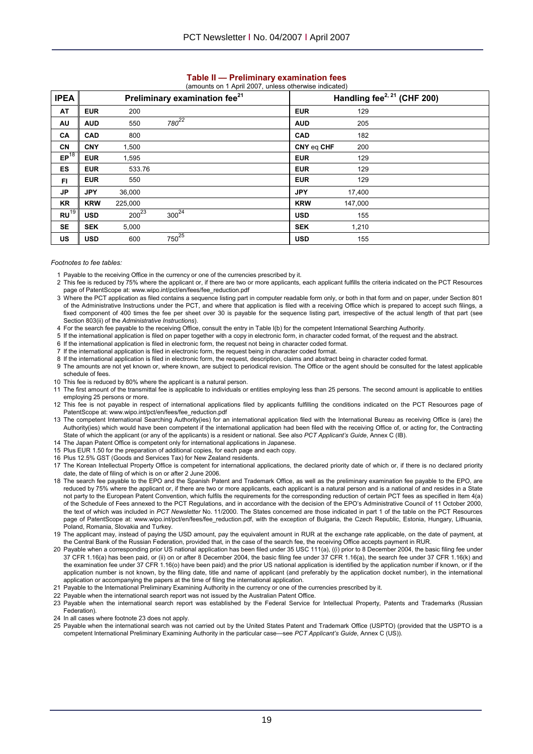## Table II — Preliminary examination fees

(amounts on 1 April 2007, unless otherwise indicated)

| IPEA | Preliminary examination fee[21] | | | Handling fee[2, 21] (CHF 200) | |
|---|---|---|---|---|---|
| AT | EUR | 200 | | EUR | 129 |
| AU | AUD | 550 | 780[22] | AUD | 205 |
| CA | CAD | 800 | | CAD | 182 |
| CN | CNY | 1,500 | | CNY eq CHF | 200 |
| EP[18] | EUR | 1,595 | | EUR | 129 |
| ES | EUR | 533.76 | | EUR | 129 |
| FI | EUR | 550 | | EUR | 129 |
| JP | JPY | 36,000 | | JPY | 17,400 |
| KR | KRW | 225,000 | | KRW | 147,000 |
| RU[19] | USD | 200[23] | 300[24] | USD | 155 |
| SE | SEK | 5,000 | | SEK | 1,210 |
| US | USD | 600 | 750[25] | USD | 155 |

*Footnotes to fee tables:*

1 Payable to the receiving Office in the currency or one of the currencies prescribed by it.

2 This fee is reduced by 75% where the applicant or, if there are two or more applicants, each applicant fulfills the criteria indicated on the PCT Resources page of PatentScope at: www.wipo.int/pct/en/fees/fee_reduction.pdf

3 Where the PCT application as filed contains a sequence listing part in computer readable form only, or both in that form and on paper, under Section 801 of the Administrative Instructions under the PCT, and where that application is filed with a receiving Office which is prepared to accept such filings, a fixed component of 400 times the fee per sheet over 30 is payable for the sequence listing part, irrespective of the actual length of that part (see Section 803(ii) of the *Administrative Instructions*).

4 For the search fee payable to the receiving Office, consult the entry in Table I(b) for the competent International Searching Authority.

5 If the international application is filed on paper together with a copy in electronic form, in character coded format, of the request and the abstract.

6 If the international application is filed in electronic form, the request not being in character coded format.

7 If the international application is filed in electronic form, the request being in character coded format.

8 If the international application is filed in electronic form, the request, description, claims and abstract being in character coded format.

9 The amounts are not yet known or, where known, are subject to periodical revision. The Office or the agent should be consulted for the latest applicable schedule of fees.

10 This fee is reduced by 80% where the applicant is a natural person.

11 The first amount of the transmittal fee is applicable to individuals or entities employing less than 25 persons. The second amount is applicable to entities employing 25 persons or more.

12 This fee is not payable in respect of international applications filed by applicants fulfilling the conditions indicated on the PCT Resources page of PatentScope at: www.wipo.int/pct/en/fees/fee_reduction.pdf

13 The competent International Searching Authority(ies) for an international application filed with the International Bureau as receiving Office is (are) the Authority(ies) which would have been competent if the international application had been filed with the receiving Office of, or acting for, the Contracting State of which the applicant (or any of the applicants) is a resident or national. See also *PCT Applicant's Guide*, Annex C (IB).

14 The Japan Patent Office is competent only for international applications in Japanese.

15 Plus EUR 1.50 for the preparation of additional copies, for each page and each copy.

16 Plus 12.5% GST (Goods and Services Tax) for New Zealand residents.

17 The Korean Intellectual Property Office is competent for international applications, the declared priority date of which or, if there is no declared priority date, the date of filing of which is on or after 2 June 2006.

18 The search fee payable to the EPO and the Spanish Patent and Trademark Office, as well as the preliminary examination fee payable to the EPO, are reduced by 75% where the applicant or, if there are two or more applicants, each applicant is a natural person and is a national of and resides in a State not party to the European Patent Convention, which fulfils the requirements for the corresponding reduction of certain PCT fees as specified in Item 4(a) of the Schedule of Fees annexed to the PCT Regulations, and in accordance with the decision of the EPO's Administrative Council of 11 October 2000, the text of which was included in *PCT Newsletter* No. 11/2000. The States concerned are those indicated in part 1 of the table on the PCT Resources page of PatentScope at: www.wipo.int/pct/en/fees/fee_reduction.pdf, with the exception of Bulgaria, the Czech Republic, Estonia, Hungary, Lithuania, Poland, Romania, Slovakia and Turkey.

19 The applicant may, instead of paying the USD amount, pay the equivalent amount in RUR at the exchange rate applicable, on the date of payment, at the Central Bank of the Russian Federation, provided that, in the case of the search fee, the receiving Office accepts payment in RUR.

20 Payable when a corresponding prior US national application has been filed under 35 USC 111(a), ((i) prior to 8 December 2004, the basic filing fee under 37 CFR 1.16(a) has been paid, or (ii) on or after 8 December 2004, the basic filing fee under 37 CFR 1.16(a), the search fee under 37 CFR 1.16(k) and the examination fee under 37 CFR 1.16(o) have been paid) and the prior US national application is identified by the application number if known, or if the application number is not known, by the filing date, title and name of applicant (and preferably by the application docket number), in the international application or accompanying the papers at the time of filing the international application.

21 Payable to the International Preliminary Examining Authority in the currency or one of the currencies prescribed by it.

22 Payable when the international search report was not issued by the Australian Patent Office.

23 Payable when the international search report was established by the Federal Service for Intellectual Property, Patents and Trademarks (Russian Federation).

24 In all cases where footnote 23 does not apply.

25 Payable when the international search was not carried out by the United States Patent and Trademark Office (USPTO) (provided that the USPTO is a competent International Preliminary Examining Authority in the particular case—see *PCT Applicant's Guide*, Annex C (US)).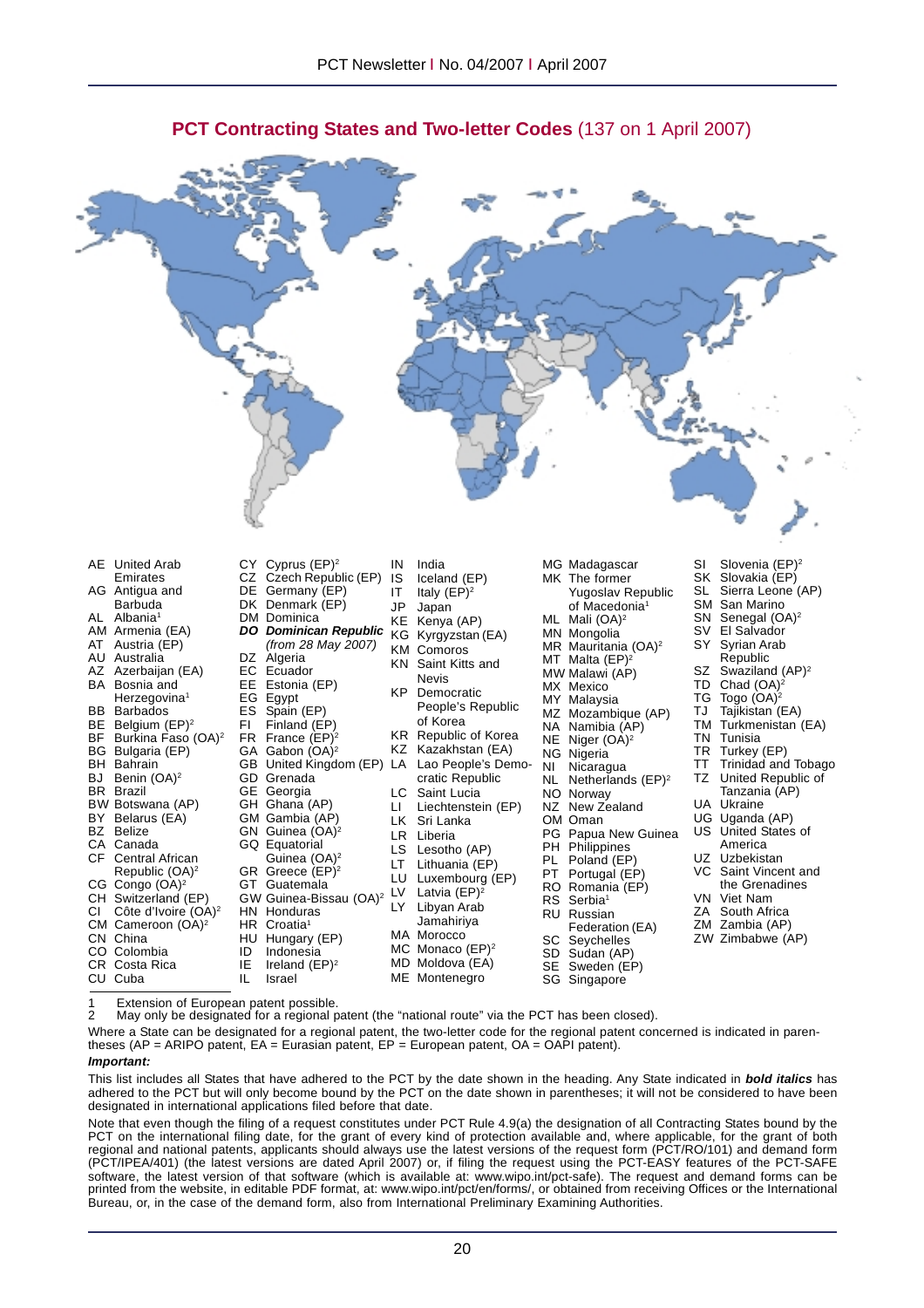## PCT Contracting States and Two-letter Codes (137 on 1 April 2007)

- AE United Arab Emirates
- AG Antigua and Barbuda
- AL Albania[1]
- AM Armenia (EA)
- AT Austria (EP)
- AU Australia
- AZ Azerbaijan (EA)
- BA Bosnia and Herzegovina[1]
- BB Barbados
- BE Belgium (EP)[2]
- BF Burkina Faso (OA)[2]
- BG Bulgaria (EP)
- BH Bahrain
- BJ Benin (OA)[2]
- BR Brazil
- BW Botswana (AP)
- BY Belarus (EA)
- BZ Belize
- CA Canada
- CF Central African Republic (OA)[2]
- CG Congo (OA)[2]
- CH Switzerland (EP)
- CI Côte d'Ivoire (OA)[2]
- CM Cameroon (OA)[2]
- CN China
- CO Colombia
- CR Costa Rica
- CU Cuba
- CY Cyprus (EP)[2]
- CZ Czech Republic (EP)
- DE Germany (EP)
- DK Denmark (EP)
- DM Dominica
- ***DO Dominican Republic*** *(from 28 May 2007)*
- DZ Algeria
- EC Ecuador
- EE Estonia (EP)
- EG Egypt
- ES Spain (EP)
- FI Finland (EP)
- FR France (EP)[2]
- GA Gabon (OA)[2]
- GB United Kingdom (EP)
- GD Grenada
- GE Georgia
- GH Ghana (AP)
- GM Gambia (AP)
- GN Guinea (OA)[2]
- GQ Equatorial Guinea (OA)[2]
- GR Greece (EP)[2]
- GT Guatemala
- GW Guinea-Bissau (OA)[2]
- HN Honduras
- HR Croatia[1]
- HU Hungary (EP)
- ID Indonesia
- IE Ireland (EP)[2]
- IL Israel
- IN India
- IS Iceland (EP)
- IT Italy (EP)[2]
- JP Japan
- KE Kenya (AP)
- KG Kyrgyzstan (EA)
- KM Comoros
- KN Saint Kitts and Nevis
- KP Democratic People's Republic of Korea
- KR Republic of Korea
- KZ Kazakhstan (EA)
- LA Lao People's Democratic Republic
- LC Saint Lucia
- LI Liechtenstein (EP)
- LK Sri Lanka
- LR Liberia
- LS Lesotho (AP)
- LT Lithuania (EP)
- LU Luxembourg (EP)
- LV Latvia (EP)[2]
- LY Libyan Arab Jamahiriya
- MA Morocco
- MC Monaco (EP)[2]
- MD Moldova (EA)
- ME Montenegro
- MG Madagascar
- MK The former Yugoslav Republic of Macedonia[1]
- ML Mali (OA)[2]
- MN Mongolia
- MR Mauritania (OA)[2]
- MT Malta (EP)[2]
- MW Malawi (AP)
- MX Mexico
- MY Malaysia
- MZ Mozambique (AP)
- NA Namibia (AP)
- NE Niger (OA)[2]
- NG Nigeria
- NI Nicaragua
- NL Netherlands (EP)[2]
- NO Norway
- NZ New Zealand
- OM Oman
- PG Papua New Guinea
- PH Philippines
- PL Poland (EP)
- PT Portugal (EP)
- RO Romania (EP)
- RS Serbia[1]
- RU Russian Federation (EA)
- SC Seychelles
- SD Sudan (AP)
- SE Sweden (EP)
- SG Singapore
- SI Slovenia (EP)[2]
- SK Slovakia (EP)
- SL Sierra Leone (AP)
- SM San Marino
- SN Senegal (OA)[2]
- SV El Salvador
- SY Syrian Arab Republic
- SZ Swaziland (AP)[2]
- TD Chad (OA)[2]
- TG Togo (OA)[2]
- TJ Tajikistan (EA)
- TM Turkmenistan (EA)
- TN Tunisia
- TR Turkey (EP)
- TT Trinidad and Tobago
- TZ United Republic of Tanzania (AP)
- UA Ukraine
- UG Uganda (AP)
- US United States of America
- UZ Uzbekistan
- VC Saint Vincent and the Grenadines
- VN Viet Nam
- ZA South Africa
- ZM Zambia (AP)
- ZW Zimbabwe (AP)

1 Extension of European patent possible.
2 May only be designated for a regional patent (the "national route" via the PCT has been closed).

Where a State can be designated for a regional patent, the two-letter code for the regional patent concerned is indicated in parentheses (AP = ARIPO patent, EA = Eurasian patent, EP = European patent, OA = OAPI patent).

***Important:***

This list includes all States that have adhered to the PCT by the date shown in the heading. Any State indicated in ***bold italics*** has adhered to the PCT but will only become bound by the PCT on the date shown in parentheses; it will not be considered to have been designated in international applications filed before that date.

Note that even though the filing of a request constitutes under PCT Rule 4.9(a) the designation of all Contracting States bound by the PCT on the international filing date, for the grant of every kind of protection available and, where applicable, for the grant of both regional and national patents, applicants should always use the latest versions of the request form (PCT/RO/101) and demand form (PCT/IPEA/401) (the latest versions are dated April 2007) or, if filing the request using the PCT-EASY features of the PCT-SAFE software, the latest version of that software (which is available at: www.wipo.int/pct-safe). The request and demand forms can be printed from the website, in editable PDF format, at: www.wipo.int/pct/en/forms/, or obtained from receiving Offices or the International Bureau, or, in the case of the demand form, also from International Preliminary Examining Authorities.